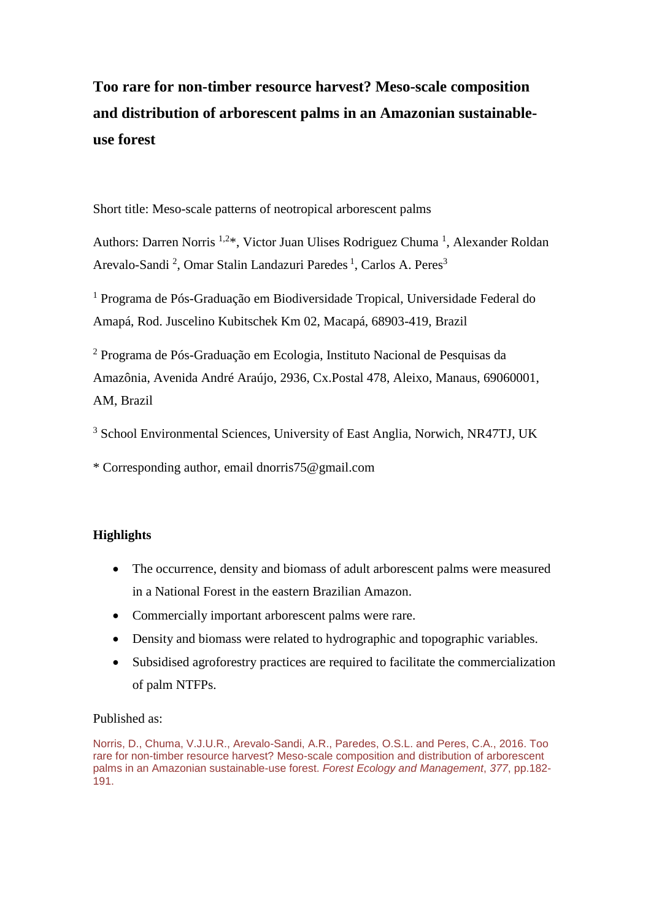# Too rare for non-timber resource harvest? Meso-scale composition and distribution of arborescent palms in an Amazonian sustainable-use forest

Short title: Meso-scale patterns of neotropical arborescent palms

Authors: Darren Norris [1,2]*, Victor Juan Ulises Rodriguez Chuma [1], Alexander Roldan Arevalo-Sandi [2], Omar Stalin Landazuri Paredes [1], Carlos A. Peres[3]

[1] Programa de Pós-Graduação em Biodiversidade Tropical, Universidade Federal do Amapá, Rod. Juscelino Kubitschek Km 02, Macapá, 68903-419, Brazil

[2] Programa de Pós-Graduação em Ecologia, Instituto Nacional de Pesquisas da Amazônia, Avenida André Araújo, 2936, Cx.Postal 478, Aleixo, Manaus, 69060001, AM, Brazil

[3] School Environmental Sciences, University of East Anglia, Norwich, NR47TJ, UK

* Corresponding author, email dnorris75@gmail.com

## Highlights

- The occurrence, density and biomass of adult arborescent palms were measured in a National Forest in the eastern Brazilian Amazon.
- Commercially important arborescent palms were rare.
- Density and biomass were related to hydrographic and topographic variables.
- Subsidised agroforestry practices are required to facilitate the commercialization of palm NTFPs.

Published as:

Norris, D., Chuma, V.J.U.R., Arevalo-Sandi, A.R., Paredes, O.S.L. and Peres, C.A., 2016. Too rare for non-timber resource harvest? Meso-scale composition and distribution of arborescent palms in an Amazonian sustainable-use forest. *Forest Ecology and Management*, *377*, pp.182-191.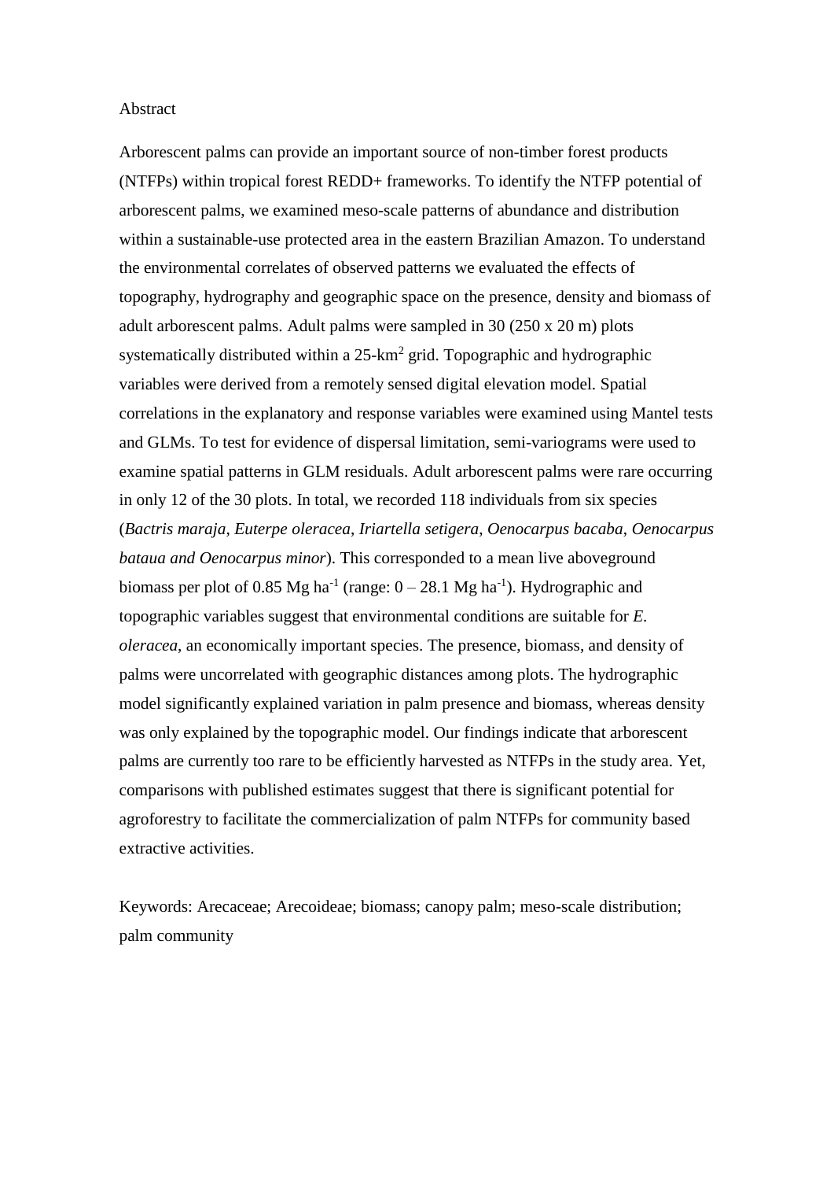## Abstract

Arborescent palms can provide an important source of non-timber forest products (NTFPs) within tropical forest REDD+ frameworks. To identify the NTFP potential of arborescent palms, we examined meso-scale patterns of abundance and distribution within a sustainable-use protected area in the eastern Brazilian Amazon. To understand the environmental correlates of observed patterns we evaluated the effects of topography, hydrography and geographic space on the presence, density and biomass of adult arborescent palms. Adult palms were sampled in 30 (250 x 20 m) plots systematically distributed within a 25-$km^2$ grid. Topographic and hydrographic variables were derived from a remotely sensed digital elevation model. Spatial correlations in the explanatory and response variables were examined using Mantel tests and GLMs. To test for evidence of dispersal limitation, semi-variograms were used to examine spatial patterns in GLM residuals. Adult arborescent palms were rare occurring in only 12 of the 30 plots. In total, we recorded 118 individuals from six species (*Bactris maraja*, *Euterpe oleracea*, *Iriartella setigera*, *Oenocarpus bacaba*, *Oenocarpus bataua and Oenocarpus minor*). This corresponded to a mean live aboveground biomass per plot of 0.85 Mg $ha^{-1}$ (range: 0 – 28.1 Mg $ha^{-1}$). Hydrographic and topographic variables suggest that environmental conditions are suitable for *E. oleracea*, an economically important species. The presence, biomass, and density of palms were uncorrelated with geographic distances among plots. The hydrographic model significantly explained variation in palm presence and biomass, whereas density was only explained by the topographic model. Our findings indicate that arborescent palms are currently too rare to be efficiently harvested as NTFPs in the study area. Yet, comparisons with published estimates suggest that there is significant potential for agroforestry to facilitate the commercialization of palm NTFPs for community based extractive activities.

Keywords: Arecaceae; Arecoideae; biomass; canopy palm; meso-scale distribution; palm community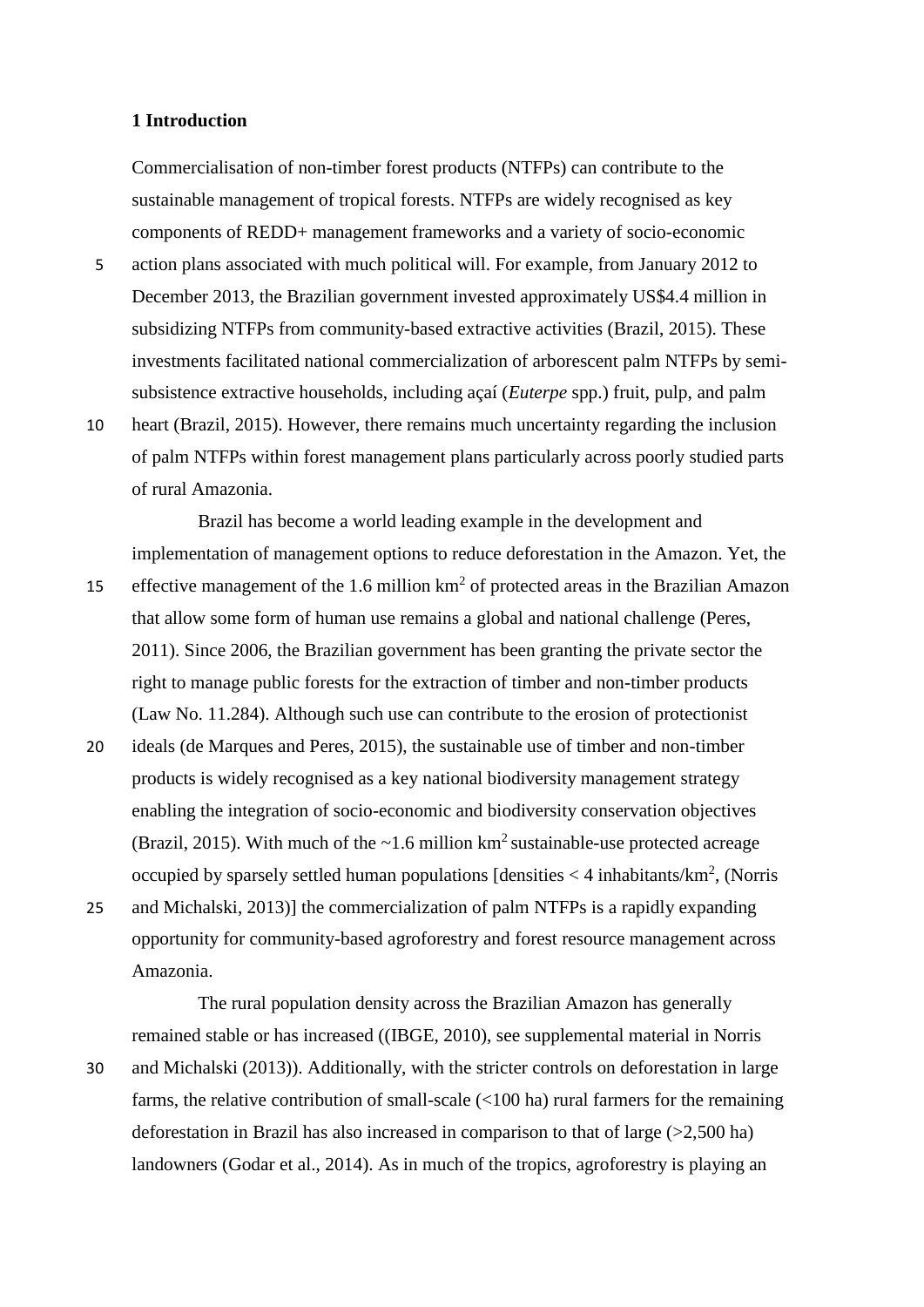## 1 Introduction

Commercialisation of non-timber forest products (NTFPs) can contribute to the sustainable management of tropical forests. NTFPs are widely recognised as key components of REDD+ management frameworks and a variety of socio-economic action plans associated with much political will. For example, from January 2012 to December 2013, the Brazilian government invested approximately US$4.4 million in subsidizing NTFPs from community-based extractive activities (Brazil, 2015). These investments facilitated national commercialization of arborescent palm NTFPs by semi-subsistence extractive households, including açaí (*Euterpe* spp.) fruit, pulp, and palm heart (Brazil, 2015). However, there remains much uncertainty regarding the inclusion of palm NTFPs within forest management plans particularly across poorly studied parts of rural Amazonia.

Brazil has become a world leading example in the development and implementation of management options to reduce deforestation in the Amazon. Yet, the effective management of the 1.6 million $km^2$ of protected areas in the Brazilian Amazon that allow some form of human use remains a global and national challenge (Peres, 2011). Since 2006, the Brazilian government has been granting the private sector the right to manage public forests for the extraction of timber and non-timber products (Law No. 11.284). Although such use can contribute to the erosion of protectionist ideals (de Marques and Peres, 2015), the sustainable use of timber and non-timber products is widely recognised as a key national biodiversity management strategy enabling the integration of socio-economic and biodiversity conservation objectives (Brazil, 2015). With much of the ~1.6 million $km^2$ sustainable-use protected acreage occupied by sparsely settled human populations [densities < 4 inhabitants/$km^2$, (Norris and Michalski, 2013)] the commercialization of palm NTFPs is a rapidly expanding opportunity for community-based agroforestry and forest resource management across Amazonia.

The rural population density across the Brazilian Amazon has generally remained stable or has increased ((IBGE, 2010), see supplemental material in Norris and Michalski (2013)). Additionally, with the stricter controls on deforestation in large farms, the relative contribution of small-scale (<100 ha) rural farmers for the remaining deforestation in Brazil has also increased in comparison to that of large (>2,500 ha) landowners (Godar et al., 2014). As in much of the tropics, agroforestry is playing an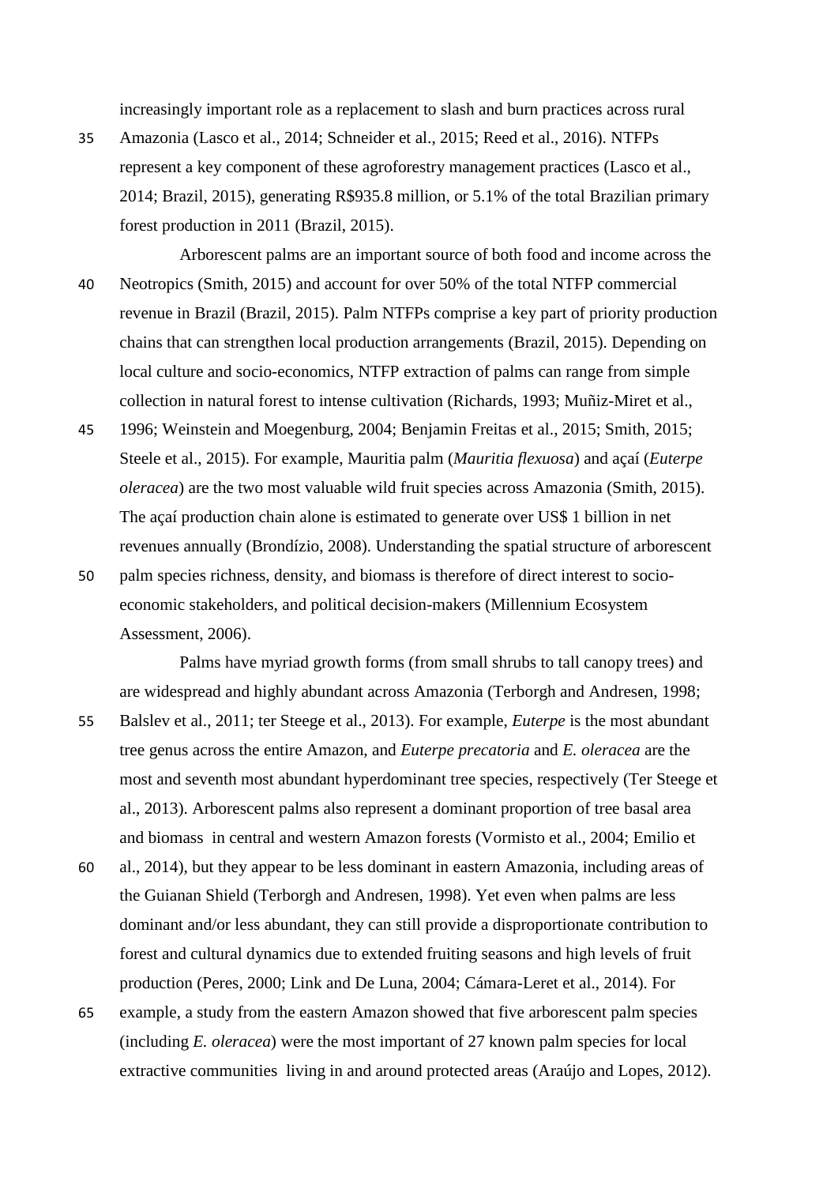increasingly important role as a replacement to slash and burn practices across rural Amazonia (Lasco et al., 2014; Schneider et al., 2015; Reed et al., 2016). NTFPs represent a key component of these agroforestry management practices (Lasco et al., 2014; Brazil, 2015), generating R$935.8 million, or 5.1% of the total Brazilian primary forest production in 2011 (Brazil, 2015).

Arborescent palms are an important source of both food and income across the Neotropics (Smith, 2015) and account for over 50% of the total NTFP commercial revenue in Brazil (Brazil, 2015). Palm NTFPs comprise a key part of priority production chains that can strengthen local production arrangements (Brazil, 2015). Depending on local culture and socio-economics, NTFP extraction of palms can range from simple collection in natural forest to intense cultivation (Richards, 1993; Muñiz-Miret et al., 1996; Weinstein and Moegenburg, 2004; Benjamin Freitas et al., 2015; Smith, 2015; Steele et al., 2015). For example, Mauritia palm (*Mauritia flexuosa*) and açaí (*Euterpe oleracea*) are the two most valuable wild fruit species across Amazonia (Smith, 2015). The açaí production chain alone is estimated to generate over US$ 1 billion in net revenues annually (Brondízio, 2008). Understanding the spatial structure of arborescent palm species richness, density, and biomass is therefore of direct interest to socio-economic stakeholders, and political decision-makers (Millennium Ecosystem Assessment, 2006).

Palms have myriad growth forms (from small shrubs to tall canopy trees) and are widespread and highly abundant across Amazonia (Terborgh and Andresen, 1998; Balslev et al., 2011; ter Steege et al., 2013). For example, *Euterpe* is the most abundant tree genus across the entire Amazon, and *Euterpe precatoria* and *E. oleracea* are the most and seventh most abundant hyperdominant tree species, respectively (Ter Steege et al., 2013). Arborescent palms also represent a dominant proportion of tree basal area and biomass in central and western Amazon forests (Vormisto et al., 2004; Emilio et al., 2014), but they appear to be less dominant in eastern Amazonia, including areas of the Guianan Shield (Terborgh and Andresen, 1998). Yet even when palms are less dominant and/or less abundant, they can still provide a disproportionate contribution to forest and cultural dynamics due to extended fruiting seasons and high levels of fruit production (Peres, 2000; Link and De Luna, 2004; Cámara-Leret et al., 2014). For example, a study from the eastern Amazon showed that five arborescent palm species (including *E. oleracea*) were the most important of 27 known palm species for local extractive communities living in and around protected areas (Araújo and Lopes, 2012).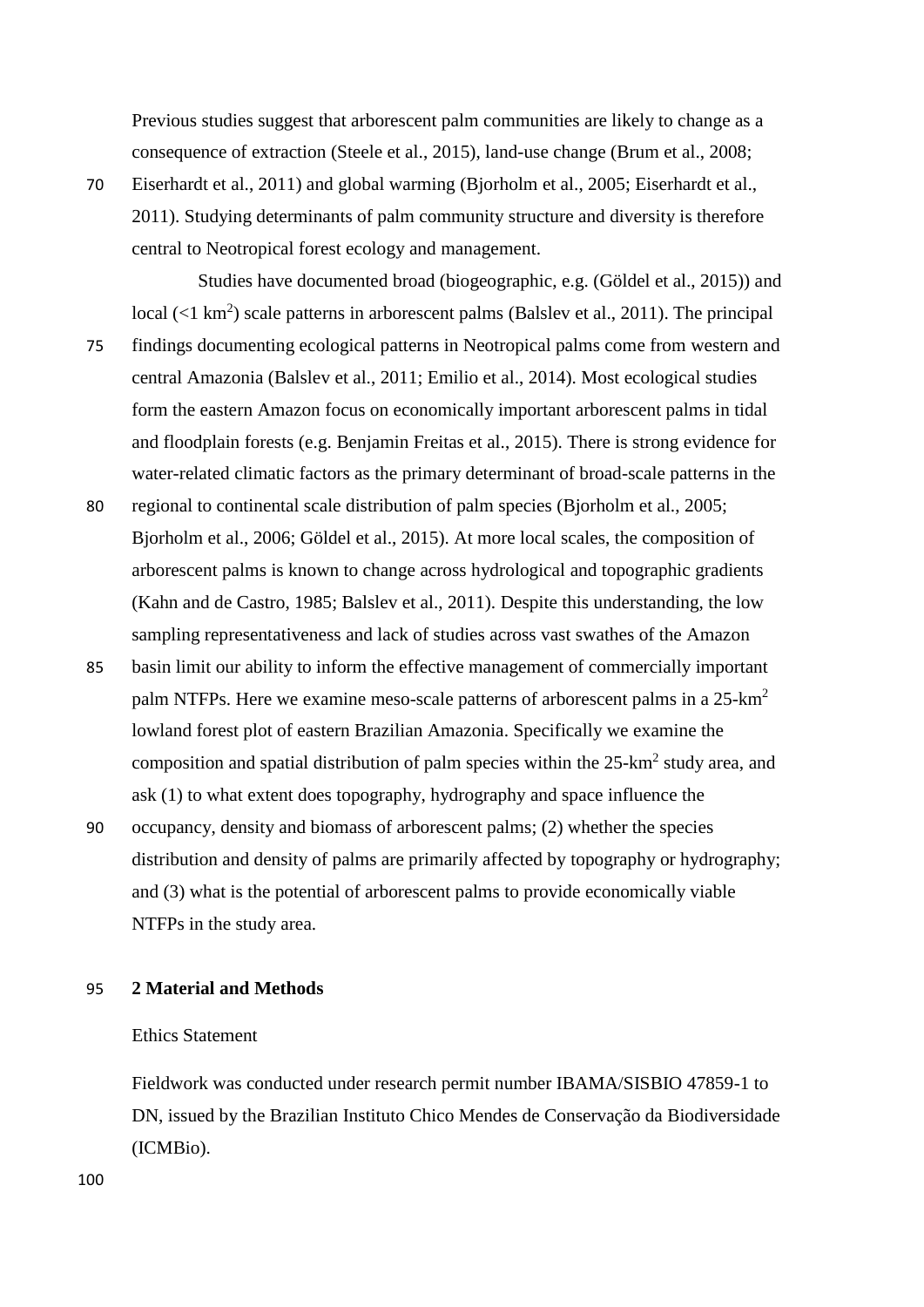Previous studies suggest that arborescent palm communities are likely to change as a consequence of extraction (Steele et al., 2015), land-use change (Brum et al., 2008; Eiserhardt et al., 2011) and global warming (Bjorholm et al., 2005; Eiserhardt et al., 2011). Studying determinants of palm community structure and diversity is therefore central to Neotropical forest ecology and management.

Studies have documented broad (biogeographic, e.g. (Göldel et al., 2015)) and local (<1 km$^2$) scale patterns in arborescent palms (Balslev et al., 2011). The principal findings documenting ecological patterns in Neotropical palms come from western and central Amazonia (Balslev et al., 2011; Emilio et al., 2014). Most ecological studies form the eastern Amazon focus on economically important arborescent palms in tidal and floodplain forests (e.g. Benjamin Freitas et al., 2015). There is strong evidence for water-related climatic factors as the primary determinant of broad-scale patterns in the regional to continental scale distribution of palm species (Bjorholm et al., 2005; Bjorholm et al., 2006; Göldel et al., 2015). At more local scales, the composition of arborescent palms is known to change across hydrological and topographic gradients (Kahn and de Castro, 1985; Balslev et al., 2011). Despite this understanding, the low sampling representativeness and lack of studies across vast swathes of the Amazon basin limit our ability to inform the effective management of commercially important palm NTFPs. Here we examine meso-scale patterns of arborescent palms in a 25-km$^2$ lowland forest plot of eastern Brazilian Amazonia. Specifically we examine the composition and spatial distribution of palm species within the 25-km$^2$ study area, and ask (1) to what extent does topography, hydrography and space influence the occupancy, density and biomass of arborescent palms; (2) whether the species distribution and density of palms are primarily affected by topography or hydrography; and (3) what is the potential of arborescent palms to provide economically viable NTFPs in the study area.

## 2 Material and Methods

Ethics Statement

Fieldwork was conducted under research permit number IBAMA/SISBIO 47859-1 to DN, issued by the Brazilian Instituto Chico Mendes de Conservação da Biodiversidade (ICMBio).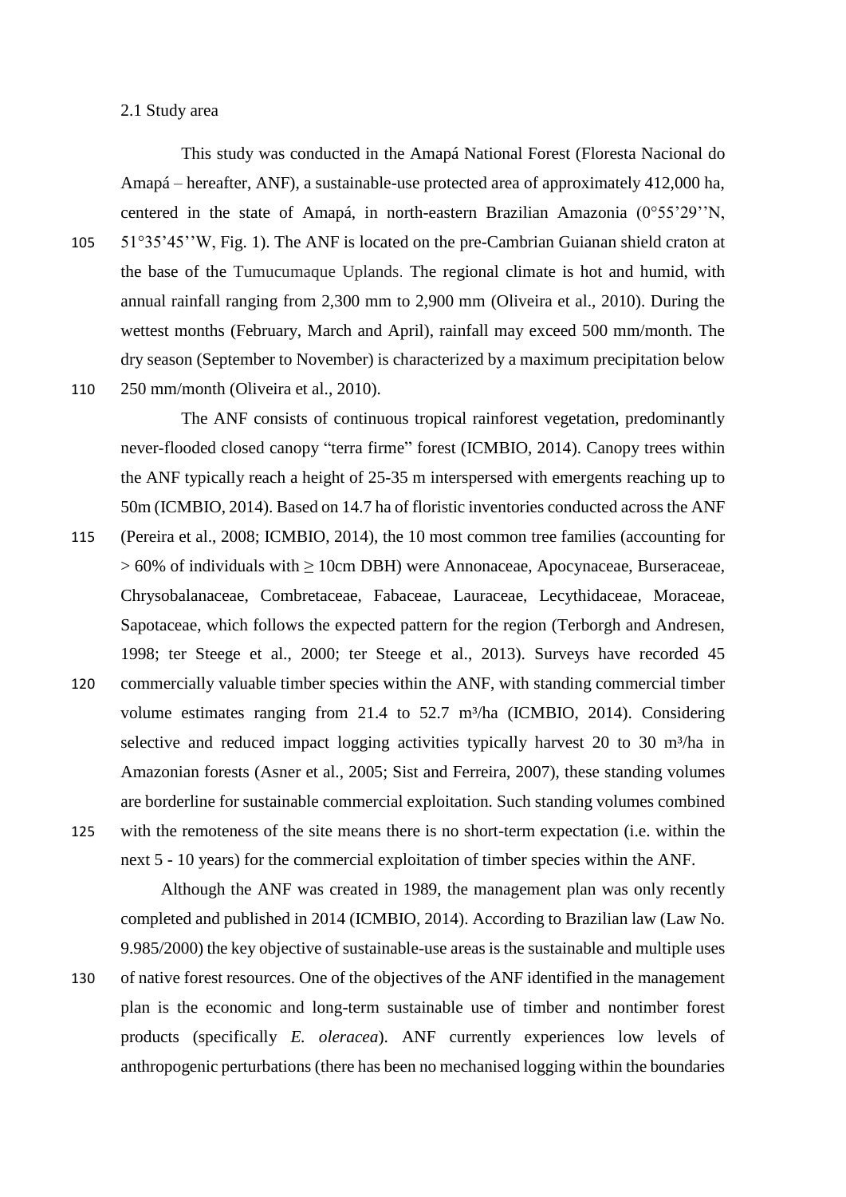2.1 Study area

This study was conducted in the Amapá National Forest (Floresta Nacional do Amapá – hereafter, ANF), a sustainable-use protected area of approximately 412,000 ha, centered in the state of Amapá, in north-eastern Brazilian Amazonia (0°55'29''N, 51°35'45''W, Fig. 1). The ANF is located on the pre-Cambrian Guianan shield craton at the base of the Tumucumaque Uplands. The regional climate is hot and humid, with annual rainfall ranging from 2,300 mm to 2,900 mm (Oliveira et al., 2010). During the wettest months (February, March and April), rainfall may exceed 500 mm/month. The dry season (September to November) is characterized by a maximum precipitation below 250 mm/month (Oliveira et al., 2010).

The ANF consists of continuous tropical rainforest vegetation, predominantly never-flooded closed canopy "terra firme" forest (ICMBIO, 2014). Canopy trees within the ANF typically reach a height of 25-35 m interspersed with emergents reaching up to 50m (ICMBIO, 2014). Based on 14.7 ha of floristic inventories conducted across the ANF (Pereira et al., 2008; ICMBIO, 2014), the 10 most common tree families (accounting for > 60% of individuals with ≥ 10cm DBH) were Annonaceae, Apocynaceae, Burseraceae, Chrysobalanaceae, Combretaceae, Fabaceae, Lauraceae, Lecythidaceae, Moraceae, Sapotaceae, which follows the expected pattern for the region (Terborgh and Andresen, 1998; ter Steege et al., 2000; ter Steege et al., 2013). Surveys have recorded 45 commercially valuable timber species within the ANF, with standing commercial timber volume estimates ranging from 21.4 to 52.7 $m^3$/ha (ICMBIO, 2014). Considering selective and reduced impact logging activities typically harvest 20 to 30 $m^3$/ha in Amazonian forests (Asner et al., 2005; Sist and Ferreira, 2007), these standing volumes are borderline for sustainable commercial exploitation. Such standing volumes combined with the remoteness of the site means there is no short-term expectation (i.e. within the next 5 - 10 years) for the commercial exploitation of timber species within the ANF.

Although the ANF was created in 1989, the management plan was only recently completed and published in 2014 (ICMBIO, 2014). According to Brazilian law (Law No. 9.985/2000) the key objective of sustainable-use areas is the sustainable and multiple uses of native forest resources. One of the objectives of the ANF identified in the management plan is the economic and long-term sustainable use of timber and nontimber forest products (specifically *E. oleracea*). ANF currently experiences low levels of anthropogenic perturbations (there has been no mechanised logging within the boundaries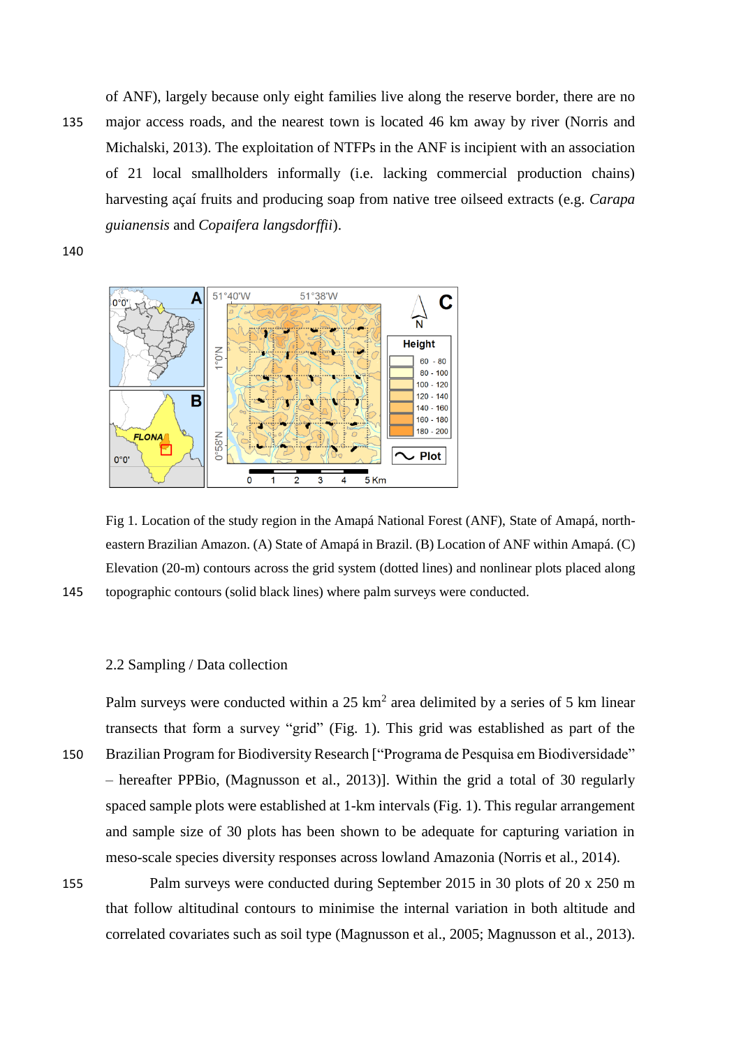of ANF), largely because only eight families live along the reserve border, there are no major access roads, and the nearest town is located 46 km away by river (Norris and Michalski, 2013). The exploitation of NTFPs in the ANF is incipient with an association of 21 local smallholders informally (i.e. lacking commercial production chains) harvesting açaí fruits and producing soap from native tree oilseed extracts (e.g. *Carapa guianensis* and *Copaifera langsdorffii*).

A
0°0'
B
FLONA
0°0'
C
51°40'W
51°38'W
1°0'N
0°58'N
N
Height
60 - 80
80 - 100
100 - 120
120 - 140
140 - 160
160 - 180
180 - 200
Plot
0 1 2 3 4 5 Km

Fig 1. Location of the study region in the Amapá National Forest (ANF), State of Amapá, north-eastern Brazilian Amazon. (A) State of Amapá in Brazil. (B) Location of ANF within Amapá. (C) Elevation (20-m) contours across the grid system (dotted lines) and nonlinear plots placed along topographic contours (solid black lines) where palm surveys were conducted.

## 2.2 Sampling / Data collection

Palm surveys were conducted within a 25 km$^2$ area delimited by a series of 5 km linear transects that form a survey "grid" (Fig. 1). This grid was established as part of the Brazilian Program for Biodiversity Research ["Programa de Pesquisa em Biodiversidade" – hereafter PPBio, (Magnusson et al., 2013)]. Within the grid a total of 30 regularly spaced sample plots were established at 1-km intervals (Fig. 1). This regular arrangement and sample size of 30 plots has been shown to be adequate for capturing variation in meso-scale species diversity responses across lowland Amazonia (Norris et al., 2014).

Palm surveys were conducted during September 2015 in 30 plots of 20 x 250 m that follow altitudinal contours to minimise the internal variation in both altitude and correlated covariates such as soil type (Magnusson et al., 2005; Magnusson et al., 2013).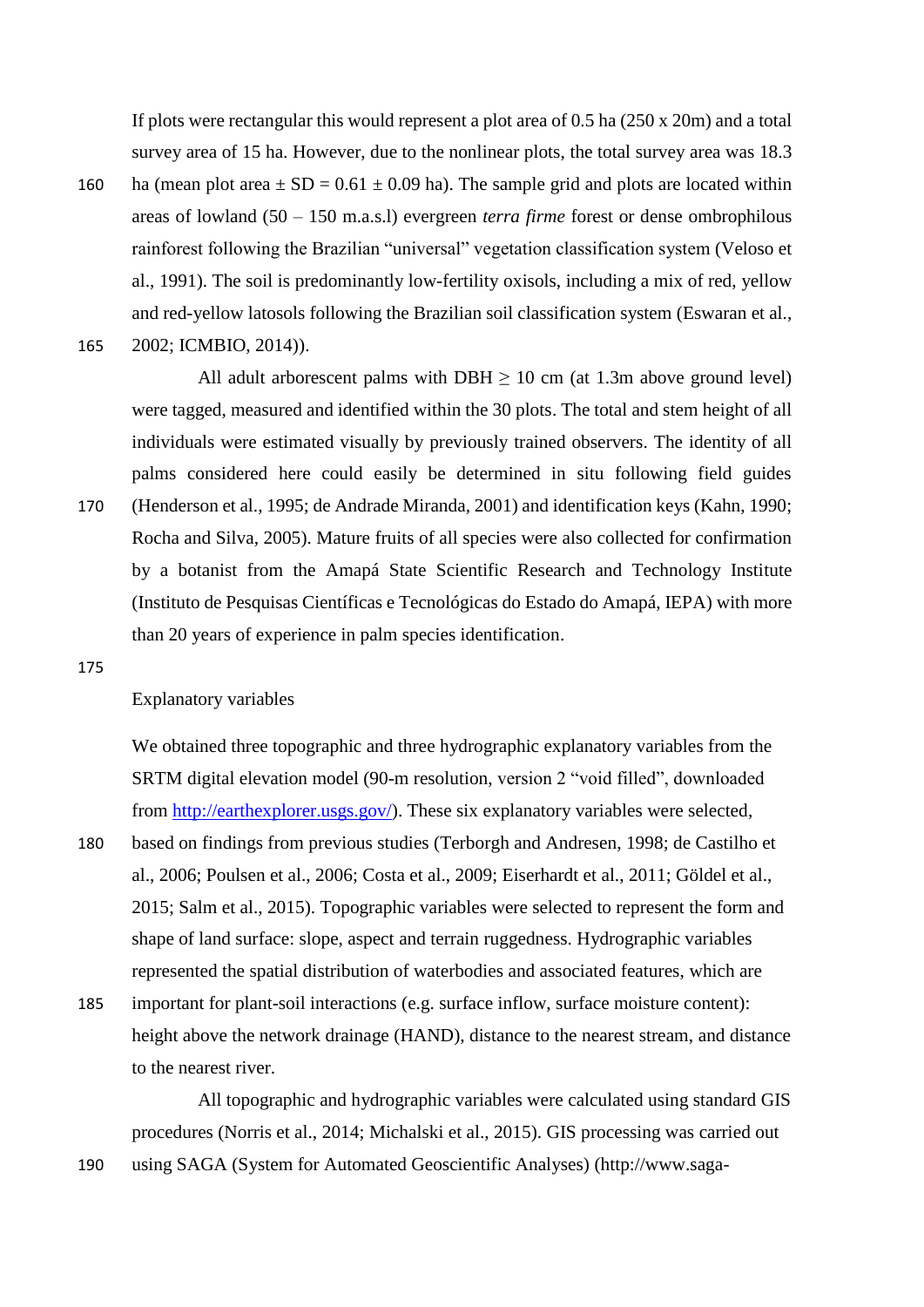If plots were rectangular this would represent a plot area of 0.5 ha (250 x 20m) and a total survey area of 15 ha. However, due to the nonlinear plots, the total survey area was 18.3 ha (mean plot area ± SD = 0.61 ± 0.09 ha). The sample grid and plots are located within areas of lowland (50 – 150 m.a.s.l) evergreen *terra firme* forest or dense ombrophilous rainforest following the Brazilian "universal" vegetation classification system (Veloso et al., 1991). The soil is predominantly low-fertility oxisols, including a mix of red, yellow and red-yellow latosols following the Brazilian soil classification system (Eswaran et al., 2002; ICMBIO, 2014)).

All adult arborescent palms with DBH ≥ 10 cm (at 1.3m above ground level) were tagged, measured and identified within the 30 plots. The total and stem height of all individuals were estimated visually by previously trained observers. The identity of all palms considered here could easily be determined in situ following field guides (Henderson et al., 1995; de Andrade Miranda, 2001) and identification keys (Kahn, 1990; Rocha and Silva, 2005). Mature fruits of all species were also collected for confirmation by a botanist from the Amapá State Scientific Research and Technology Institute (Instituto de Pesquisas Científicas e Tecnológicas do Estado do Amapá, IEPA) with more than 20 years of experience in palm species identification.

## Explanatory variables

We obtained three topographic and three hydrographic explanatory variables from the SRTM digital elevation model (90-m resolution, version 2 "void filled", downloaded from http://earthexplorer.usgs.gov/). These six explanatory variables were selected, based on findings from previous studies (Terborgh and Andresen, 1998; de Castilho et al., 2006; Poulsen et al., 2006; Costa et al., 2009; Eiserhardt et al., 2011; Göldel et al., 2015; Salm et al., 2015). Topographic variables were selected to represent the form and shape of land surface: slope, aspect and terrain ruggedness. Hydrographic variables represented the spatial distribution of waterbodies and associated features, which are important for plant-soil interactions (e.g. surface inflow, surface moisture content): height above the network drainage (HAND), distance to the nearest stream, and distance to the nearest river.

All topographic and hydrographic variables were calculated using standard GIS procedures (Norris et al., 2014; Michalski et al., 2015). GIS processing was carried out using SAGA (System for Automated Geoscientific Analyses) (http://www.saga-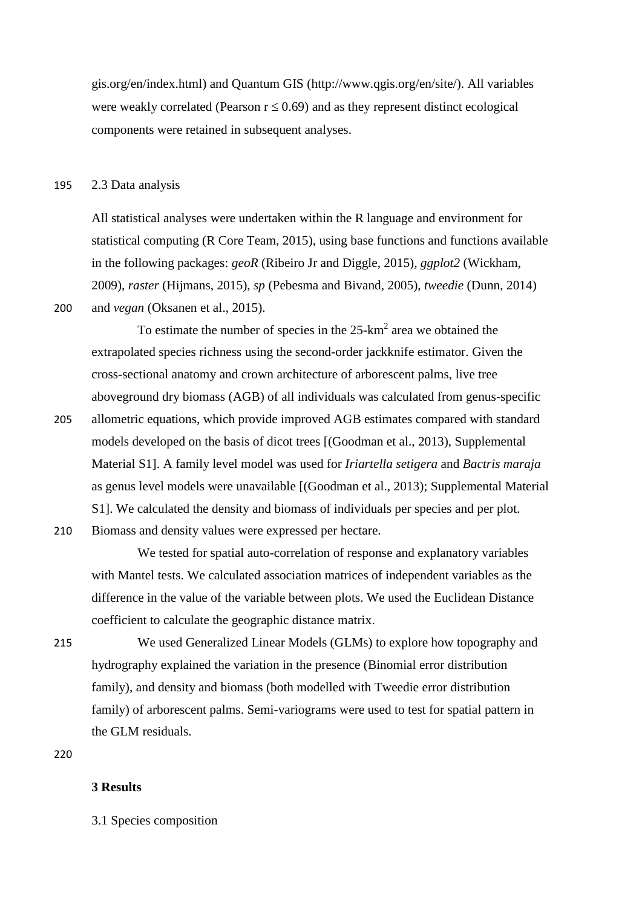gis.org/en/index.html) and Quantum GIS (http://www.qgis.org/en/site/). All variables were weakly correlated (Pearson r ≤ 0.69) and as they represent distinct ecological components were retained in subsequent analyses.

## 2.3 Data analysis

All statistical analyses were undertaken within the R language and environment for statistical computing (R Core Team, 2015), using base functions and functions available in the following packages: *geoR* (Ribeiro Jr and Diggle, 2015), *ggplot2* (Wickham, 2009), *raster* (Hijmans, 2015), *sp* (Pebesma and Bivand, 2005), *tweedie* (Dunn, 2014) and *vegan* (Oksanen et al., 2015).

To estimate the number of species in the 25-$km^2$ area we obtained the extrapolated species richness using the second-order jackknife estimator. Given the cross-sectional anatomy and crown architecture of arborescent palms, live tree aboveground dry biomass (AGB) of all individuals was calculated from genus-specific allometric equations, which provide improved AGB estimates compared with standard models developed on the basis of dicot trees [(Goodman et al., 2013), Supplemental Material S1]. A family level model was used for *Iriartella setigera* and *Bactris maraja* as genus level models were unavailable [(Goodman et al., 2013); Supplemental Material S1]. We calculated the density and biomass of individuals per species and per plot. Biomass and density values were expressed per hectare.

We tested for spatial auto-correlation of response and explanatory variables with Mantel tests. We calculated association matrices of independent variables as the difference in the value of the variable between plots. We used the Euclidean Distance coefficient to calculate the geographic distance matrix.

We used Generalized Linear Models (GLMs) to explore how topography and hydrography explained the variation in the presence (Binomial error distribution family), and density and biomass (both modelled with Tweedie error distribution family) of arborescent palms. Semi-variograms were used to test for spatial pattern in the GLM residuals.

# 3 Results

## 3.1 Species composition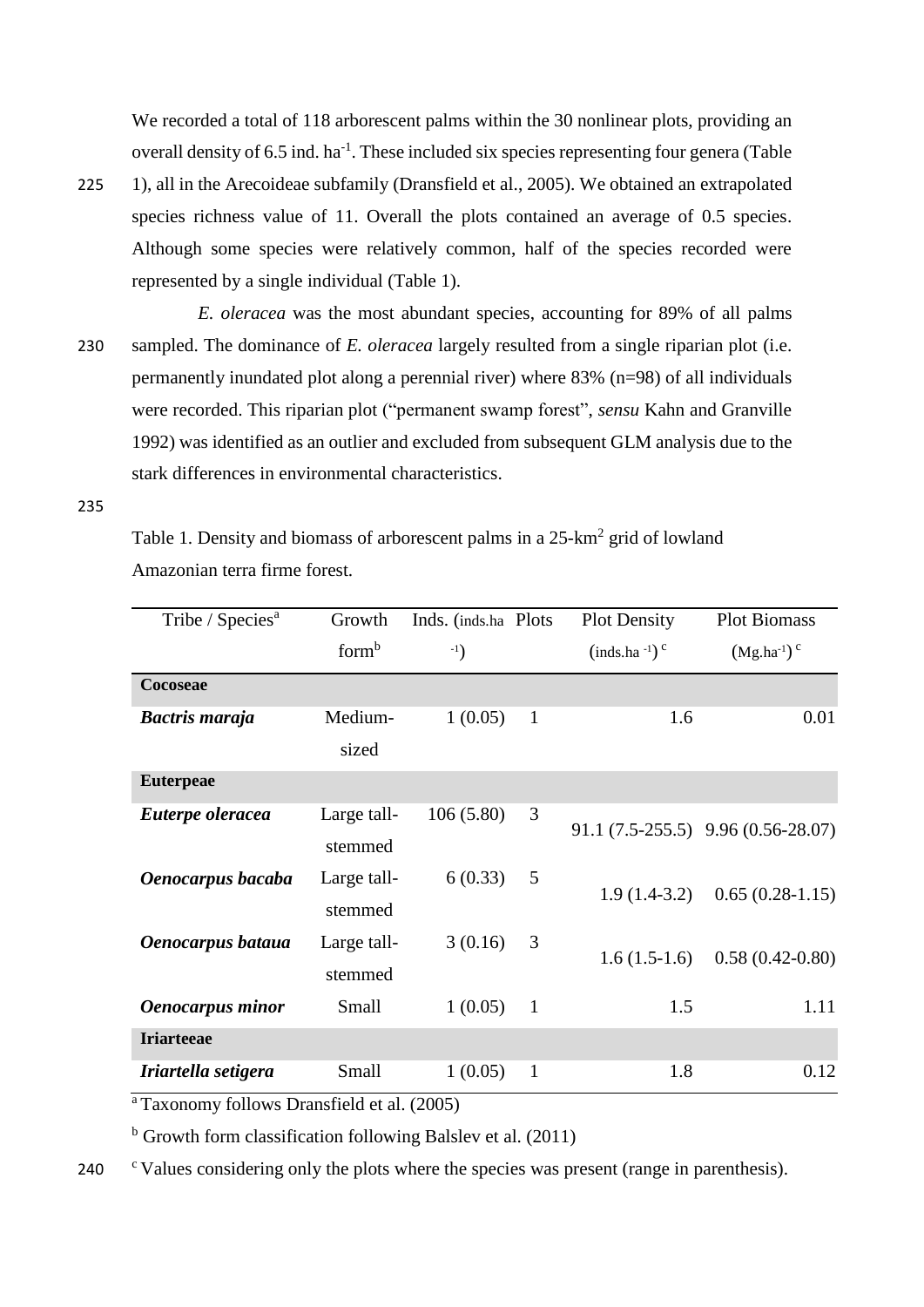We recorded a total of 118 arborescent palms within the 30 nonlinear plots, providing an overall density of 6.5 ind. $ha^{-1}$. These included six species representing four genera (Table 1), all in the Arecoideae subfamily (Dransfield et al., 2005). We obtained an extrapolated species richness value of 11. Overall the plots contained an average of 0.5 species. Although some species were relatively common, half of the species recorded were represented by a single individual (Table 1).

*E. oleracea* was the most abundant species, accounting for 89% of all palms sampled. The dominance of *E. oleracea* largely resulted from a single riparian plot (i.e. permanently inundated plot along a perennial river) where 83% (n=98) of all individuals were recorded. This riparian plot ("permanent swamp forest", *sensu* Kahn and Granville 1992) was identified as an outlier and excluded from subsequent GLM analysis due to the stark differences in environmental characteristics.

Table 1. Density and biomass of arborescent palms in a 25-$km^2$ grid of lowland Amazonian terra firme forest.

| Tribe / Species[a] | Growth form[b] | Inds. (inds.ha $^{-1}$) | Plots | Plot Density (inds.ha $^{-1}$) [c] | Plot Biomass (Mg.ha$^{-1}$) [c] |
|---|---|---|---|---|---|
| **Cocoseae** | | | | | |
| ***Bactris maraja*** | Medium-sized | 1 (0.05) | 1 | 1.6 | 0.01 |
| **Euterpeae** | | | | | |
| ***Euterpe oleracea*** | Large tall-stemmed | 106 (5.80) | 3 | 91.1 (7.5-255.5) | 9.96 (0.56-28.07) |
| ***Oenocarpus bacaba*** | Large tall-stemmed | 6 (0.33) | 5 | 1.9 (1.4-3.2) | 0.65 (0.28-1.15) |
| ***Oenocarpus bataua*** | Large tall-stemmed | 3 (0.16) | 3 | 1.6 (1.5-1.6) | 0.58 (0.42-0.80) |
| ***Oenocarpus minor*** | Small | 1 (0.05) | 1 | 1.5 | 1.11 |
| **Iriarteeae** | | | | | |
| ***Iriartella setigera*** | Small | 1 (0.05) | 1 | 1.8 | 0.12 |

[a] Taxonomy follows Dransfield et al. (2005)

[b] Growth form classification following Balslev et al. (2011)

[c] Values considering only the plots where the species was present (range in parenthesis).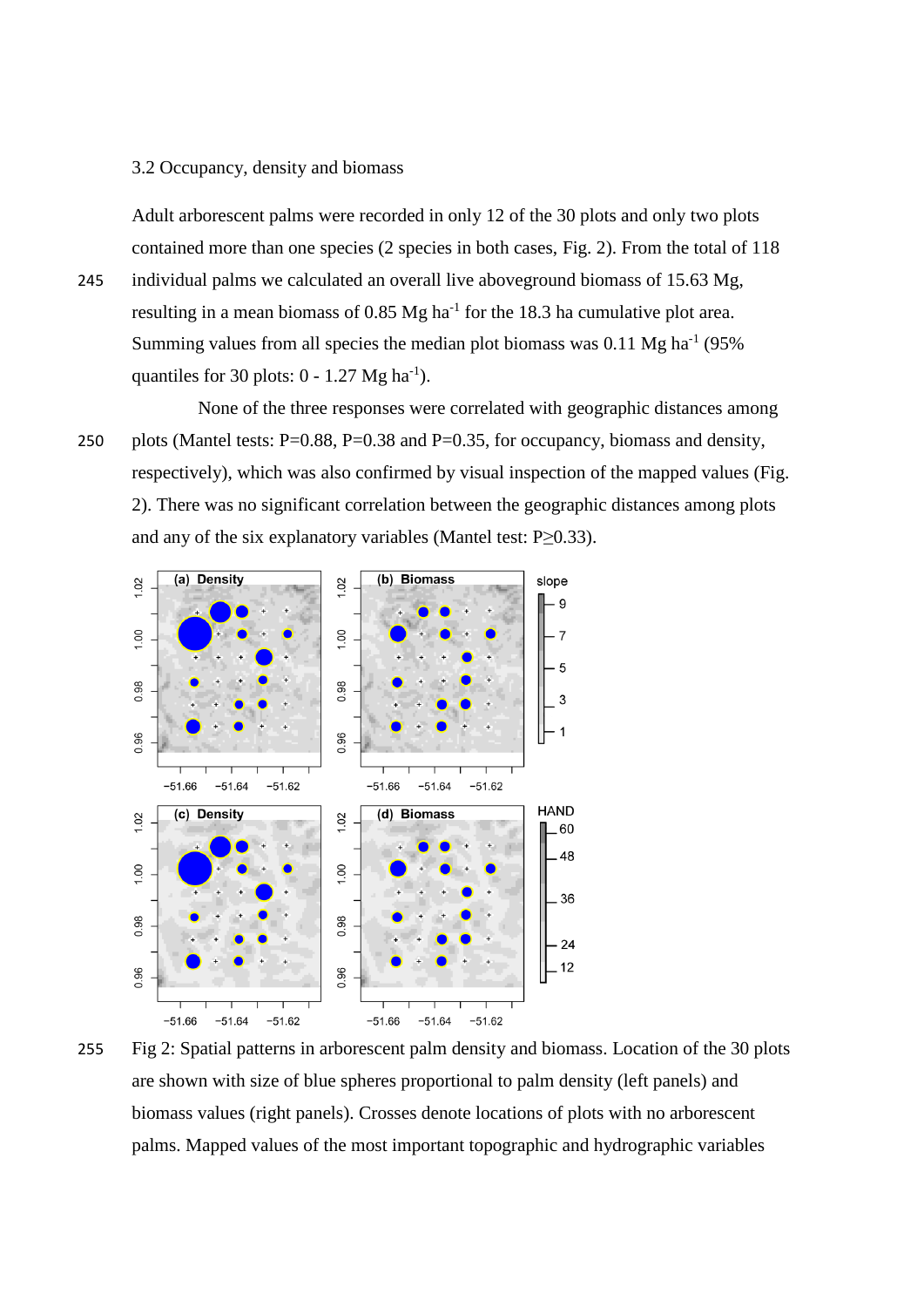3.2 Occupancy, density and biomass

Adult arborescent palms were recorded in only 12 of the 30 plots and only two plots contained more than one species (2 species in both cases, Fig. 2). From the total of 118 individual palms we calculated an overall live aboveground biomass of 15.63 Mg, resulting in a mean biomass of 0.85 Mg ha$^{-1}$ for the 18.3 ha cumulative plot area. Summing values from all species the median plot biomass was 0.11 Mg ha$^{-1}$ (95% quantiles for 30 plots: 0 - 1.27 Mg ha$^{-1}$).

None of the three responses were correlated with geographic distances among plots (Mantel tests: P=0.88, P=0.38 and P=0.35, for occupancy, biomass and density, respectively), which was also confirmed by visual inspection of the mapped values (Fig. 2). There was no significant correlation between the geographic distances among plots and any of the six explanatory variables (Mantel test: P≥0.33).

(a) Density
(b) Biomass
slope
9
7
5
3
1
(c) Density
(d) Biomass
HAND
60
48
36
24
12
1.02
1.00
0.98
0.96
−51.66 −51.64 −51.62

Fig 2: Spatial patterns in arborescent palm density and biomass. Location of the 30 plots are shown with size of blue spheres proportional to palm density (left panels) and biomass values (right panels). Crosses denote locations of plots with no arborescent palms. Mapped values of the most important topographic and hydrographic variables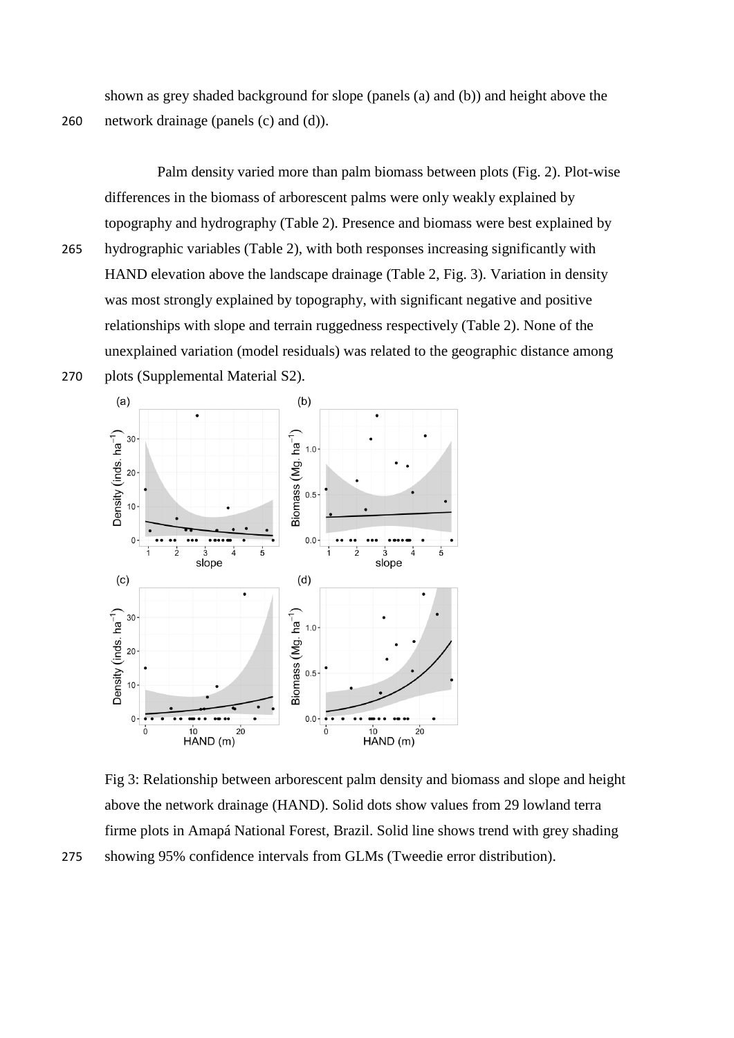shown as grey shaded background for slope (panels (a) and (b)) and height above the network drainage (panels (c) and (d)).

Palm density varied more than palm biomass between plots (Fig. 2). Plot-wise differences in the biomass of arborescent palms were only weakly explained by topography and hydrography (Table 2). Presence and biomass were best explained by hydrographic variables (Table 2), with both responses increasing significantly with HAND elevation above the landscape drainage (Table 2, Fig. 3). Variation in density was most strongly explained by topography, with significant negative and positive relationships with slope and terrain ruggedness respectively (Table 2). None of the unexplained variation (model residuals) was related to the geographic distance among plots (Supplemental Material S2).

(a)
Density (inds. ha$^{-1}$)
0
10
20
30
1 2 3 4 5
slope

(b)
Biomass (Mg. ha$^{-1}$)
0.0
0.5
1.0
1 2 3 4 5
slope

(c)
Density (inds. ha$^{-1}$)
0
10
20
30
0 10 20
HAND (m)

(d)
Biomass (Mg. ha$^{-1}$)
0.0
0.5
1.0
0 10 20
HAND (m)

Fig 3: Relationship between arborescent palm density and biomass and slope and height above the network drainage (HAND). Solid dots show values from 29 lowland terra firme plots in Amapá National Forest, Brazil. Solid line shows trend with grey shading showing 95% confidence intervals from GLMs (Tweedie error distribution).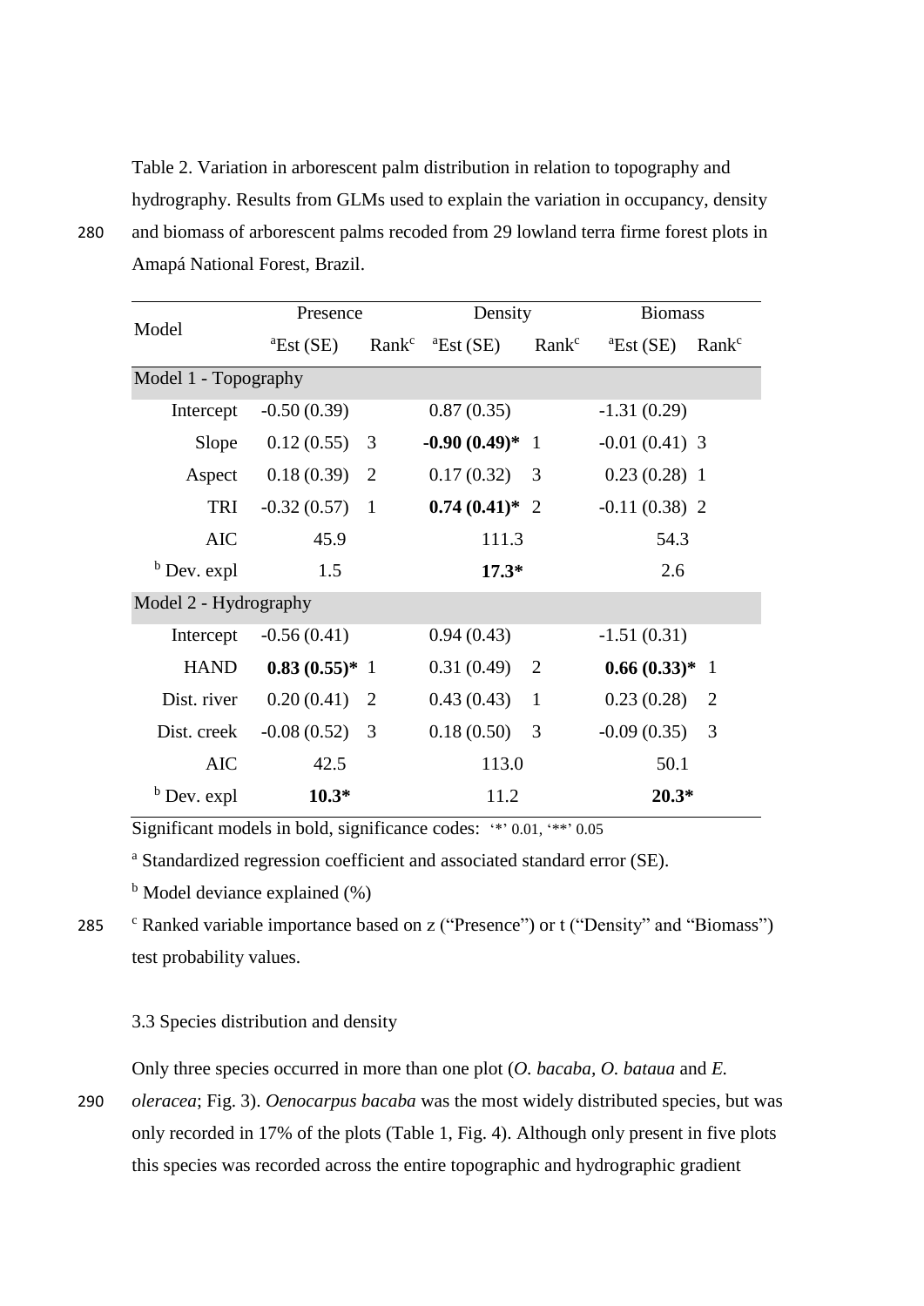Table 2. Variation in arborescent palm distribution in relation to topography and hydrography. Results from GLMs used to explain the variation in occupancy, density and biomass of arborescent palms recoded from 29 lowland terra firme forest plots in Amapá National Forest, Brazil.

| Model | Presence | | Density | | Biomass | |
|---|---|---|---|---|---|---|
| | [a]Est (SE) | Rank[c] | [a]Est (SE) | Rank[c] | [a]Est (SE) | Rank[c] |
| **Model 1 - Topography** | | | | | | |
| Intercept | -0.50 (0.39) | | 0.87 (0.35) | | -1.31 (0.29) | |
| Slope | 0.12 (0.55) | 3 | **-0.90 (0.49)*** | 1 | -0.01 (0.41) | 3 |
| Aspect | 0.18 (0.39) | 2 | 0.17 (0.32) | 3 | 0.23 (0.28) | 1 |
| TRI | -0.32 (0.57) | 1 | **0.74 (0.41)*** | 2 | -0.11 (0.38) | 2 |
| AIC | 45.9 | | 111.3 | | 54.3 | |
| [b] Dev. expl | 1.5 | | **17.3*** | | 2.6 | |
| **Model 2 - Hydrography** | | | | | | |
| Intercept | -0.56 (0.41) | | 0.94 (0.43) | | -1.51 (0.31) | |
| HAND | **0.83 (0.55)*** | 1 | 0.31 (0.49) | 2 | **0.66 (0.33)*** | 1 |
| Dist. river | 0.20 (0.41) | 2 | 0.43 (0.43) | 1 | 0.23 (0.28) | 2 |
| Dist. creek | -0.08 (0.52) | 3 | 0.18 (0.50) | 3 | -0.09 (0.35) | 3 |
| AIC | 42.5 | | 113.0 | | 50.1 | |
| [b] Dev. expl | **10.3*** | | 11.2 | | **20.3*** | |

Significant models in bold, significance codes: '*' 0.01, '**' 0.05

[a] Standardized regression coefficient and associated standard error (SE).

[b] Model deviance explained (%)

[c] Ranked variable importance based on z ("Presence") or t ("Density" and "Biomass") test probability values.

### 3.3 Species distribution and density

Only three species occurred in more than one plot (*O. bacaba*, *O. bataua* and *E. oleracea*; Fig. 3). *Oenocarpus bacaba* was the most widely distributed species, but was only recorded in 17% of the plots (Table 1, Fig. 4). Although only present in five plots this species was recorded across the entire topographic and hydrographic gradient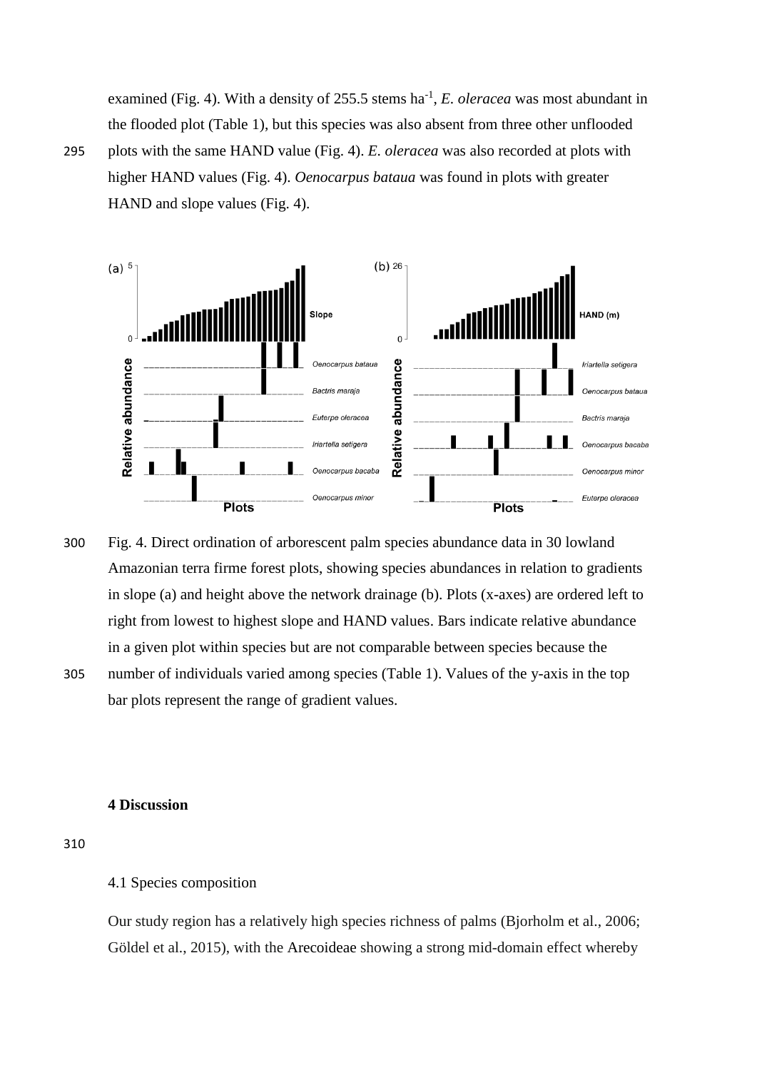examined (Fig. 4). With a density of 255.5 stems ha$^{-1}$, *E. oleracea* was most abundant in the flooded plot (Table 1), but this species was also absent from three other unflooded plots with the same HAND value (Fig. 4). *E. oleracea* was also recorded at plots with higher HAND values (Fig. 4). *Oenocarpus bataua* was found in plots with greater HAND and slope values (Fig. 4).

(a)
5
0
Slope
Relative abundance
Oenocarpus bataua
Bactris maraja
Euterpe oleracea
Iriartella setigera
Oenocarpus bacaba
Oenocarpus minor
Plots

(b)
26
0
HAND (m)
Relative abundance
Iriartella setigera
Oenocarpus bataua
Bactris maraja
Oenocarpus bacaba
Oenocarpus minor
Euterpe oleracea
Plots

Fig. 4. Direct ordination of arborescent palm species abundance data in 30 lowland Amazonian terra firme forest plots, showing species abundances in relation to gradients in slope (a) and height above the network drainage (b). Plots (x-axes) are ordered left to right from lowest to highest slope and HAND values. Bars indicate relative abundance in a given plot within species but are not comparable between species because the number of individuals varied among species (Table 1). Values of the y-axis in the top bar plots represent the range of gradient values.

## 4 Discussion

### 4.1 Species composition

Our study region has a relatively high species richness of palms (Bjorholm et al., 2006; Göldel et al., 2015), with the Arecoideae showing a strong mid-domain effect whereby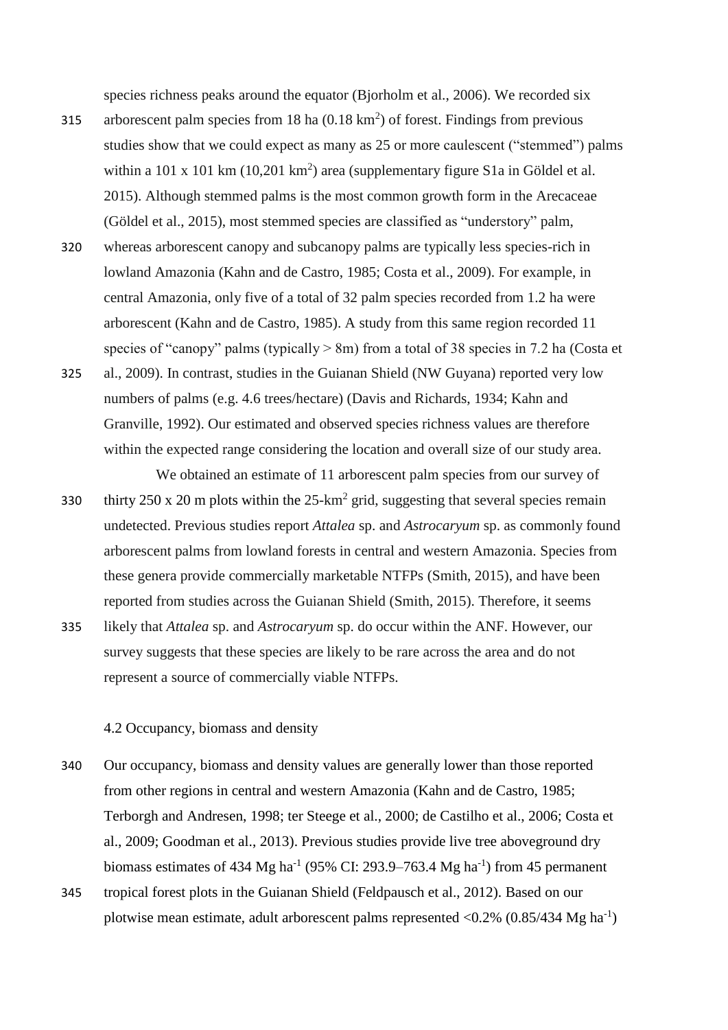species richness peaks around the equator (Bjorholm et al., 2006). We recorded six arborescent palm species from 18 ha (0.18 $km^2$) of forest. Findings from previous studies show that we could expect as many as 25 or more caulescent ("stemmed") palms within a 101 x 101 km (10,201 $km^2$) area (supplementary figure S1a in Göldel et al. 2015). Although stemmed palms is the most common growth form in the Arecaceae (Göldel et al., 2015), most stemmed species are classified as "understory" palm, whereas arborescent canopy and subcanopy palms are typically less species-rich in lowland Amazonia (Kahn and de Castro, 1985; Costa et al., 2009). For example, in central Amazonia, only five of a total of 32 palm species recorded from 1.2 ha were arborescent (Kahn and de Castro, 1985). A study from this same region recorded 11 species of "canopy" palms (typically > 8m) from a total of 38 species in 7.2 ha (Costa et al., 2009). In contrast, studies in the Guianan Shield (NW Guyana) reported very low numbers of palms (e.g. 4.6 trees/hectare) (Davis and Richards, 1934; Kahn and Granville, 1992). Our estimated and observed species richness values are therefore within the expected range considering the location and overall size of our study area.

We obtained an estimate of 11 arborescent palm species from our survey of thirty 250 x 20 m plots within the 25-$km^2$ grid, suggesting that several species remain undetected. Previous studies report *Attalea* sp. and *Astrocaryum* sp. as commonly found arborescent palms from lowland forests in central and western Amazonia. Species from these genera provide commercially marketable NTFPs (Smith, 2015), and have been reported from studies across the Guianan Shield (Smith, 2015). Therefore, it seems likely that *Attalea* sp. and *Astrocaryum* sp. do occur within the ANF. However, our survey suggests that these species are likely to be rare across the area and do not represent a source of commercially viable NTFPs.

### 4.2 Occupancy, biomass and density

Our occupancy, biomass and density values are generally lower than those reported from other regions in central and western Amazonia (Kahn and de Castro, 1985; Terborgh and Andresen, 1998; ter Steege et al., 2000; de Castilho et al., 2006; Costa et al., 2009; Goodman et al., 2013). Previous studies provide live tree aboveground dry biomass estimates of 434 Mg $ha^{-1}$ (95% CI: 293.9–763.4 Mg $ha^{-1}$) from 45 permanent tropical forest plots in the Guianan Shield (Feldpausch et al., 2012). Based on our plotwise mean estimate, adult arborescent palms represented <0.2% (0.85/434 Mg $ha^{-1}$)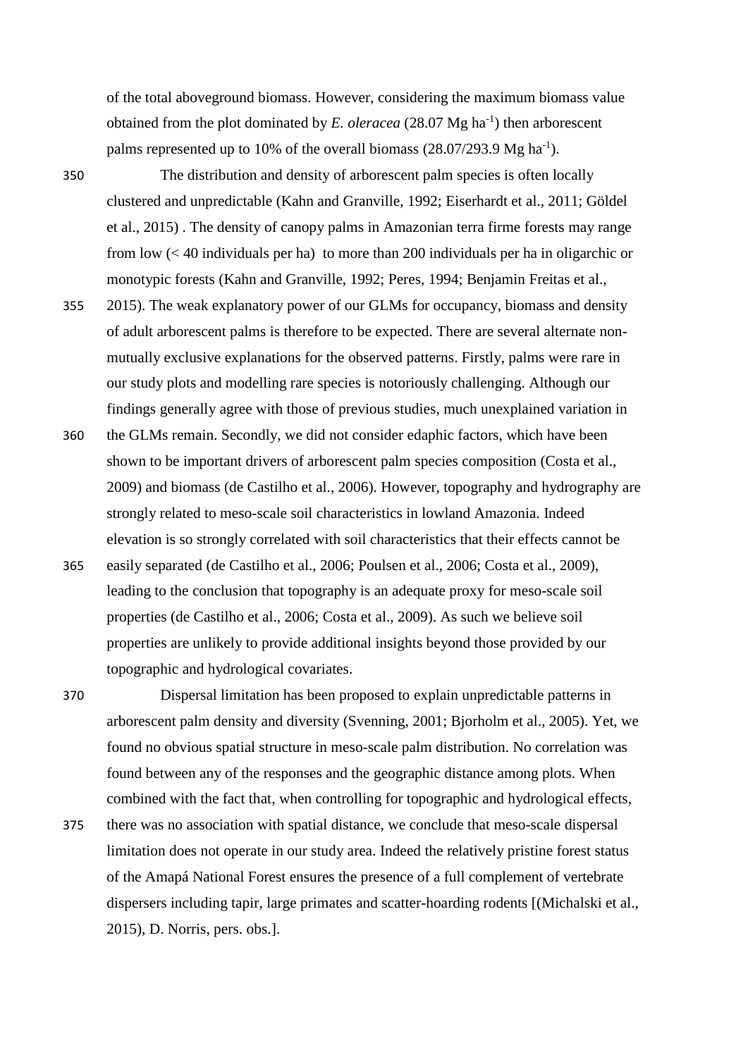of the total aboveground biomass. However, considering the maximum biomass value obtained from the plot dominated by *E. oleracea* (28.07 Mg ha$^{-1}$) then arborescent palms represented up to 10% of the overall biomass (28.07/293.9 Mg ha$^{-1}$).

The distribution and density of arborescent palm species is often locally clustered and unpredictable (Kahn and Granville, 1992; Eiserhardt et al., 2011; Göldel et al., 2015) . The density of canopy palms in Amazonian terra firme forests may range from low (< 40 individuals per ha) to more than 200 individuals per ha in oligarchic or monotypic forests (Kahn and Granville, 1992; Peres, 1994; Benjamin Freitas et al., 2015). The weak explanatory power of our GLMs for occupancy, biomass and density of adult arborescent palms is therefore to be expected. There are several alternate non-mutually exclusive explanations for the observed patterns. Firstly, palms were rare in our study plots and modelling rare species is notoriously challenging. Although our findings generally agree with those of previous studies, much unexplained variation in the GLMs remain. Secondly, we did not consider edaphic factors, which have been shown to be important drivers of arborescent palm species composition (Costa et al., 2009) and biomass (de Castilho et al., 2006). However, topography and hydrography are strongly related to meso-scale soil characteristics in lowland Amazonia. Indeed elevation is so strongly correlated with soil characteristics that their effects cannot be easily separated (de Castilho et al., 2006; Poulsen et al., 2006; Costa et al., 2009), leading to the conclusion that topography is an adequate proxy for meso-scale soil properties (de Castilho et al., 2006; Costa et al., 2009). As such we believe soil properties are unlikely to provide additional insights beyond those provided by our topographic and hydrological covariates.

Dispersal limitation has been proposed to explain unpredictable patterns in arborescent palm density and diversity (Svenning, 2001; Bjorholm et al., 2005). Yet, we found no obvious spatial structure in meso-scale palm distribution. No correlation was found between any of the responses and the geographic distance among plots. When combined with the fact that, when controlling for topographic and hydrological effects, there was no association with spatial distance, we conclude that meso-scale dispersal limitation does not operate in our study area. Indeed the relatively pristine forest status of the Amapá National Forest ensures the presence of a full complement of vertebrate dispersers including tapir, large primates and scatter-hoarding rodents [(Michalski et al., 2015), D. Norris, pers. obs.].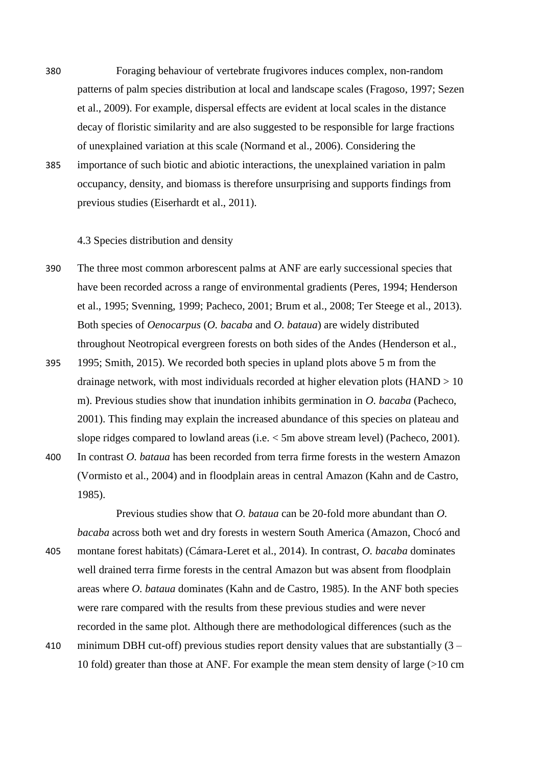Foraging behaviour of vertebrate frugivores induces complex, non-random patterns of palm species distribution at local and landscape scales (Fragoso, 1997; Sezen et al., 2009). For example, dispersal effects are evident at local scales in the distance decay of floristic similarity and are also suggested to be responsible for large fractions of unexplained variation at this scale (Normand et al., 2006). Considering the importance of such biotic and abiotic interactions, the unexplained variation in palm occupancy, density, and biomass is therefore unsurprising and supports findings from previous studies (Eiserhardt et al., 2011).

### 4.3 Species distribution and density

The three most common arborescent palms at ANF are early successional species that have been recorded across a range of environmental gradients (Peres, 1994; Henderson et al., 1995; Svenning, 1999; Pacheco, 2001; Brum et al., 2008; Ter Steege et al., 2013). Both species of *Oenocarpus* (*O. bacaba* and *O. bataua*) are widely distributed throughout Neotropical evergreen forests on both sides of the Andes (Henderson et al., 1995; Smith, 2015). We recorded both species in upland plots above 5 m from the drainage network, with most individuals recorded at higher elevation plots (HAND > 10 m). Previous studies show that inundation inhibits germination in *O. bacaba* (Pacheco, 2001). This finding may explain the increased abundance of this species on plateau and slope ridges compared to lowland areas (i.e. < 5m above stream level) (Pacheco, 2001). In contrast *O. bataua* has been recorded from terra firme forests in the western Amazon (Vormisto et al., 2004) and in floodplain areas in central Amazon (Kahn and de Castro, 1985).

Previous studies show that *O. bataua* can be 20-fold more abundant than *O. bacaba* across both wet and dry forests in western South America (Amazon, Chocó and montane forest habitats) (Cámara-Leret et al., 2014). In contrast, *O. bacaba* dominates well drained terra firme forests in the central Amazon but was absent from floodplain areas where *O. bataua* dominates (Kahn and de Castro, 1985). In the ANF both species were rare compared with the results from these previous studies and were never recorded in the same plot. Although there are methodological differences (such as the minimum DBH cut-off) previous studies report density values that are substantially (3 – 10 fold) greater than those at ANF. For example the mean stem density of large (>10 cm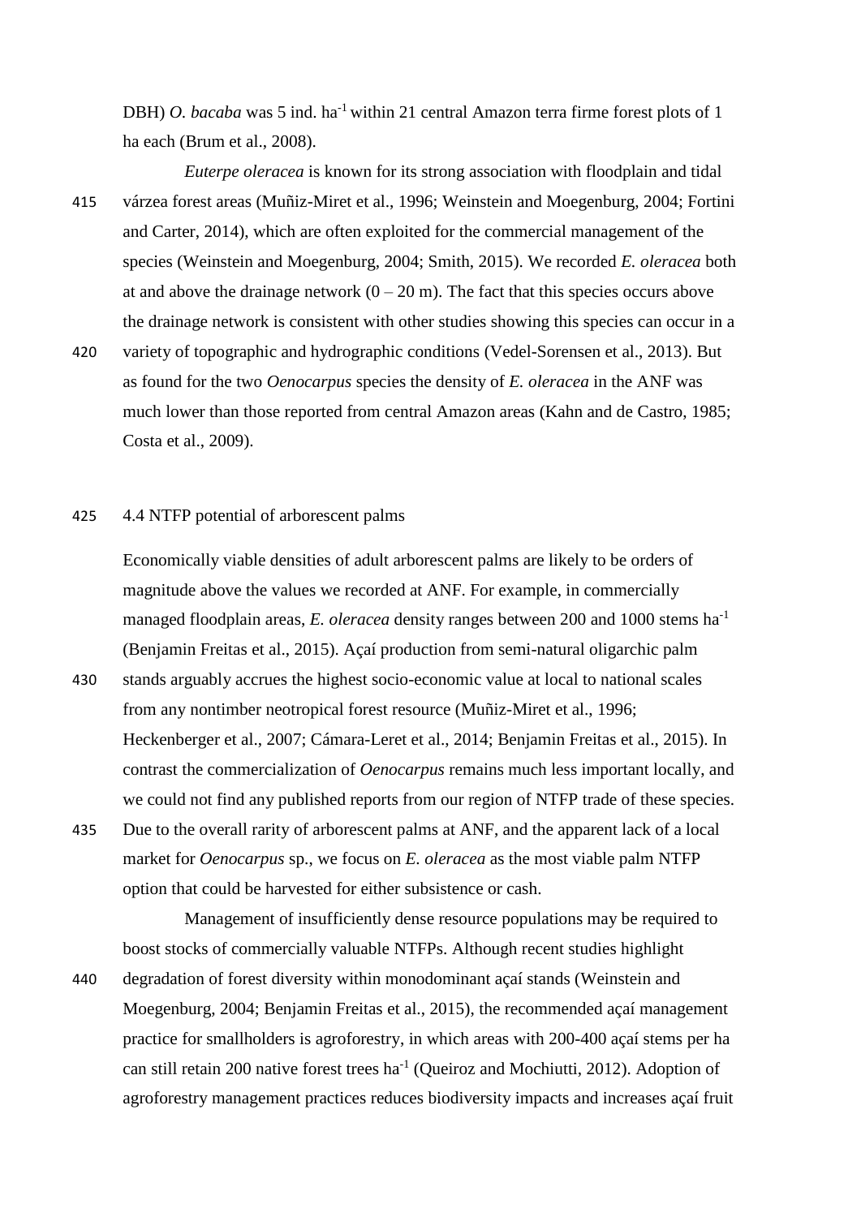DBH) *O. bacaba* was 5 ind. ha$^{-1}$ within 21 central Amazon terra firme forest plots of 1 ha each (Brum et al., 2008).

*Euterpe oleracea* is known for its strong association with floodplain and tidal várzea forest areas (Muñiz-Miret et al., 1996; Weinstein and Moegenburg, 2004; Fortini and Carter, 2014), which are often exploited for the commercial management of the species (Weinstein and Moegenburg, 2004; Smith, 2015). We recorded *E. oleracea* both at and above the drainage network (0 – 20 m). The fact that this species occurs above the drainage network is consistent with other studies showing this species can occur in a variety of topographic and hydrographic conditions (Vedel-Sorensen et al., 2013). But as found for the two *Oenocarpus* species the density of *E. oleracea* in the ANF was much lower than those reported from central Amazon areas (Kahn and de Castro, 1985; Costa et al., 2009).

### 4.4 NTFP potential of arborescent palms

Economically viable densities of adult arborescent palms are likely to be orders of magnitude above the values we recorded at ANF. For example, in commercially managed floodplain areas, *E. oleracea* density ranges between 200 and 1000 stems ha$^{-1}$ (Benjamin Freitas et al., 2015). Açaí production from semi-natural oligarchic palm stands arguably accrues the highest socio-economic value at local to national scales from any nontimber neotropical forest resource (Muñiz-Miret et al., 1996; Heckenberger et al., 2007; Cámara-Leret et al., 2014; Benjamin Freitas et al., 2015). In contrast the commercialization of *Oenocarpus* remains much less important locally, and we could not find any published reports from our region of NTFP trade of these species. Due to the overall rarity of arborescent palms at ANF, and the apparent lack of a local market for *Oenocarpus* sp., we focus on *E. oleracea* as the most viable palm NTFP option that could be harvested for either subsistence or cash.

Management of insufficiently dense resource populations may be required to boost stocks of commercially valuable NTFPs. Although recent studies highlight degradation of forest diversity within monodominant açaí stands (Weinstein and Moegenburg, 2004; Benjamin Freitas et al., 2015), the recommended açaí management practice for smallholders is agroforestry, in which areas with 200-400 açaí stems per ha can still retain 200 native forest trees ha$^{-1}$ (Queiroz and Mochiutti, 2012). Adoption of agroforestry management practices reduces biodiversity impacts and increases açaí fruit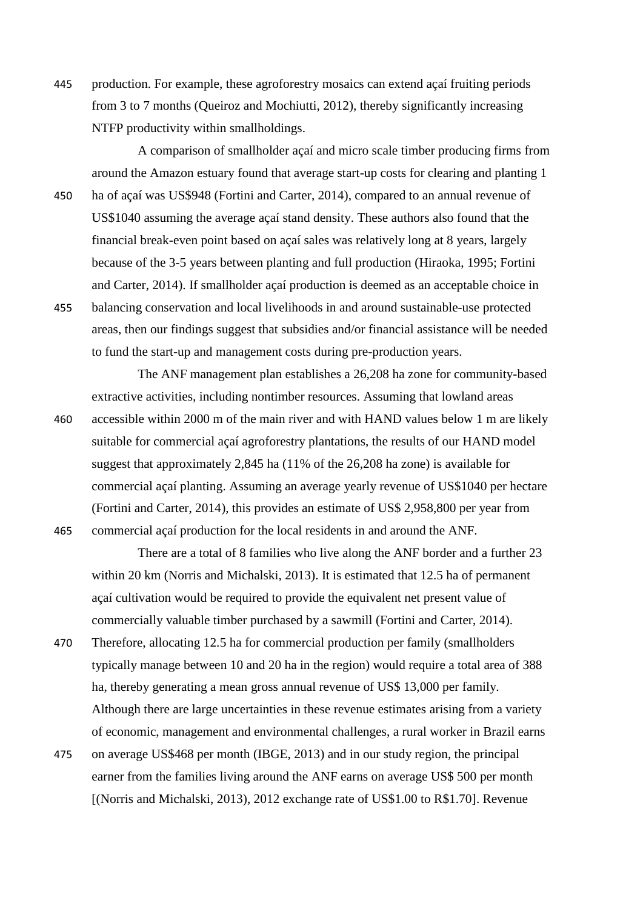production. For example, these agroforestry mosaics can extend açaí fruiting periods from 3 to 7 months (Queiroz and Mochiutti, 2012), thereby significantly increasing NTFP productivity within smallholdings.

A comparison of smallholder açaí and micro scale timber producing firms from around the Amazon estuary found that average start-up costs for clearing and planting 1 ha of açaí was US$948 (Fortini and Carter, 2014), compared to an annual revenue of US$1040 assuming the average açaí stand density. These authors also found that the financial break-even point based on açaí sales was relatively long at 8 years, largely because of the 3-5 years between planting and full production (Hiraoka, 1995; Fortini and Carter, 2014). If smallholder açaí production is deemed as an acceptable choice in balancing conservation and local livelihoods in and around sustainable-use protected areas, then our findings suggest that subsidies and/or financial assistance will be needed to fund the start-up and management costs during pre-production years.

The ANF management plan establishes a 26,208 ha zone for community-based extractive activities, including nontimber resources. Assuming that lowland areas accessible within 2000 m of the main river and with HAND values below 1 m are likely suitable for commercial açaí agroforestry plantations, the results of our HAND model suggest that approximately 2,845 ha (11% of the 26,208 ha zone) is available for commercial açaí planting. Assuming an average yearly revenue of US$1040 per hectare (Fortini and Carter, 2014), this provides an estimate of US$ 2,958,800 per year from commercial açaí production for the local residents in and around the ANF.

There are a total of 8 families who live along the ANF border and a further 23 within 20 km (Norris and Michalski, 2013). It is estimated that 12.5 ha of permanent açaí cultivation would be required to provide the equivalent net present value of commercially valuable timber purchased by a sawmill (Fortini and Carter, 2014). Therefore, allocating 12.5 ha for commercial production per family (smallholders typically manage between 10 and 20 ha in the region) would require a total area of 388 ha, thereby generating a mean gross annual revenue of US$ 13,000 per family. Although there are large uncertainties in these revenue estimates arising from a variety of economic, management and environmental challenges, a rural worker in Brazil earns on average US$468 per month (IBGE, 2013) and in our study region, the principal earner from the families living around the ANF earns on average US$ 500 per month [(Norris and Michalski, 2013), 2012 exchange rate of US$1.00 to R$1.70]. Revenue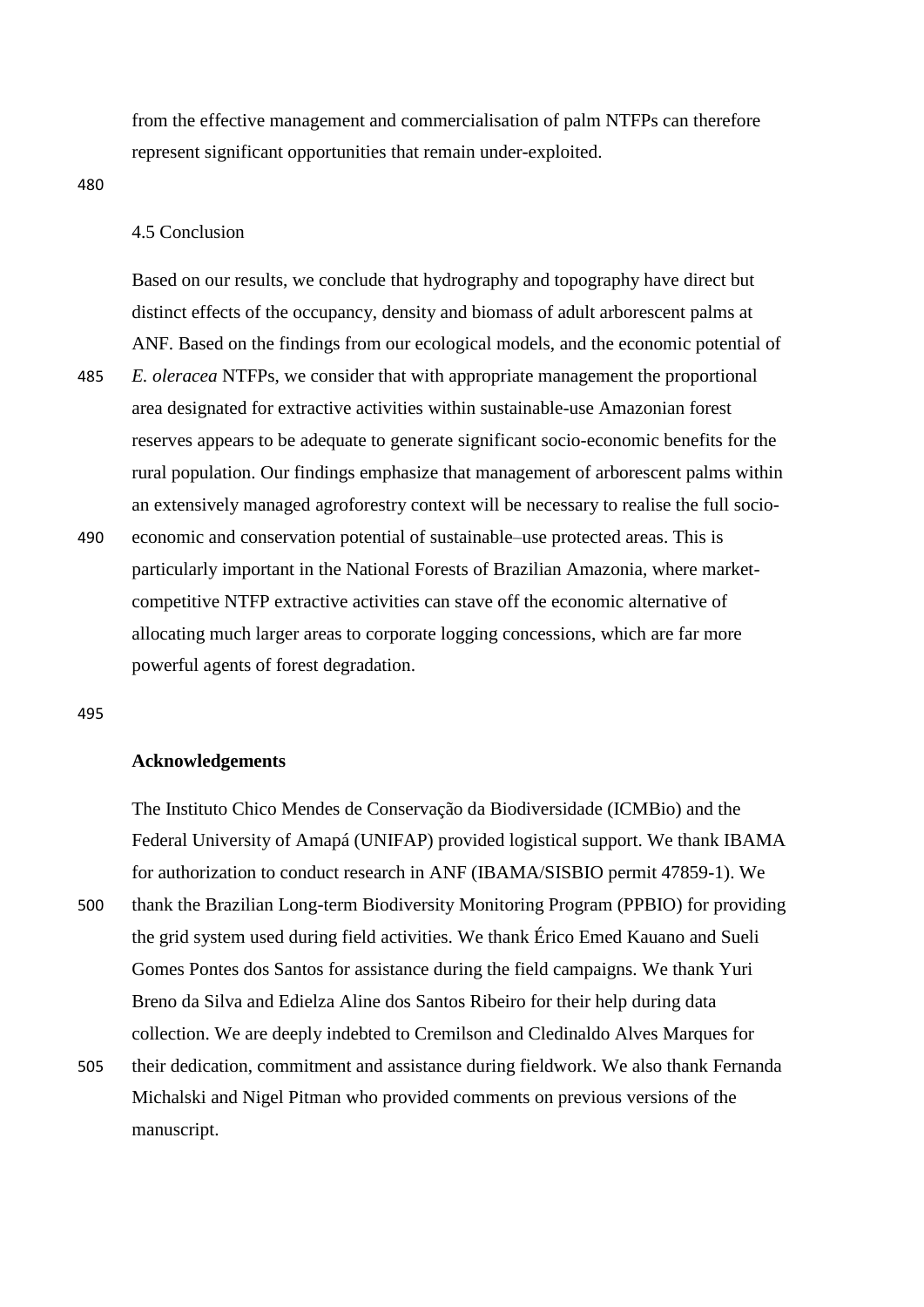from the effective management and commercialisation of palm NTFPs can therefore represent significant opportunities that remain under-exploited.

### 4.5 Conclusion

Based on our results, we conclude that hydrography and topography have direct but distinct effects of the occupancy, density and biomass of adult arborescent palms at ANF. Based on the findings from our ecological models, and the economic potential of *E. oleracea* NTFPs, we consider that with appropriate management the proportional area designated for extractive activities within sustainable-use Amazonian forest reserves appears to be adequate to generate significant socio-economic benefits for the rural population. Our findings emphasize that management of arborescent palms within an extensively managed agroforestry context will be necessary to realise the full socio-economic and conservation potential of sustainable–use protected areas. This is particularly important in the National Forests of Brazilian Amazonia, where market-competitive NTFP extractive activities can stave off the economic alternative of allocating much larger areas to corporate logging concessions, which are far more powerful agents of forest degradation.

## Acknowledgements

The Instituto Chico Mendes de Conservação da Biodiversidade (ICMBio) and the Federal University of Amapá (UNIFAP) provided logistical support. We thank IBAMA for authorization to conduct research in ANF (IBAMA/SISBIO permit 47859-1). We thank the Brazilian Long-term Biodiversity Monitoring Program (PPBIO) for providing the grid system used during field activities. We thank Érico Emed Kauano and Sueli Gomes Pontes dos Santos for assistance during the field campaigns. We thank Yuri Breno da Silva and Edielza Aline dos Santos Ribeiro for their help during data collection. We are deeply indebted to Cremilson and Cledinaldo Alves Marques for their dedication, commitment and assistance during fieldwork. We also thank Fernanda Michalski and Nigel Pitman who provided comments on previous versions of the manuscript.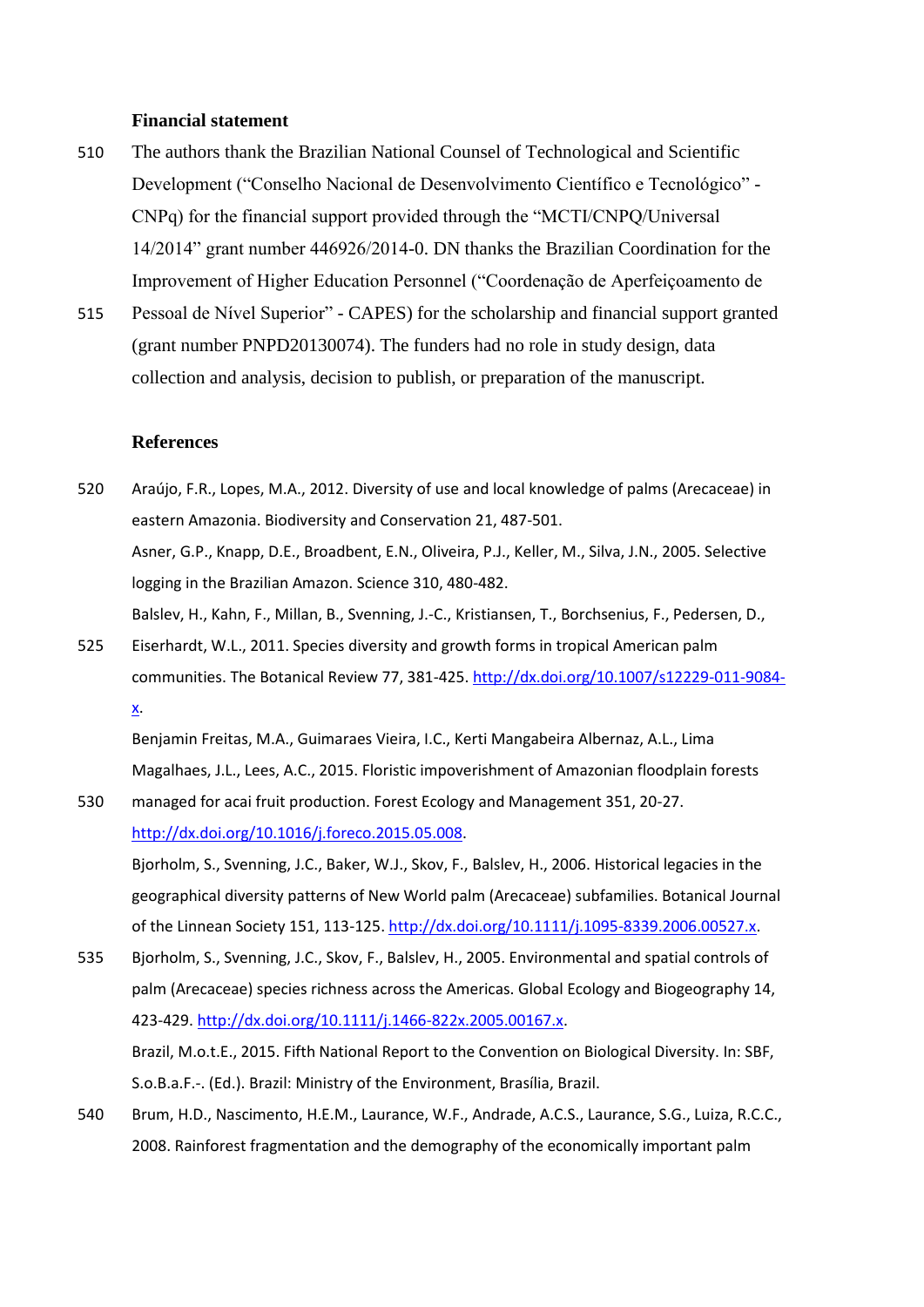**Financial statement**

The authors thank the Brazilian National Counsel of Technological and Scientific Development ("Conselho Nacional de Desenvolvimento Científico e Tecnológico" - CNPq) for the financial support provided through the "MCTI/CNPQ/Universal 14/2014" grant number 446926/2014-0. DN thanks the Brazilian Coordination for the Improvement of Higher Education Personnel ("Coordenação de Aperfeiçoamento de Pessoal de Nível Superior" - CAPES) for the scholarship and financial support granted (grant number PNPD20130074). The funders had no role in study design, data collection and analysis, decision to publish, or preparation of the manuscript.

**References**

Araújo, F.R., Lopes, M.A., 2012. Diversity of use and local knowledge of palms (Arecaceae) in eastern Amazonia. Biodiversity and Conservation 21, 487-501.

Asner, G.P., Knapp, D.E., Broadbent, E.N., Oliveira, P.J., Keller, M., Silva, J.N., 2005. Selective logging in the Brazilian Amazon. Science 310, 480-482.

Balslev, H., Kahn, F., Millan, B., Svenning, J.-C., Kristiansen, T., Borchsenius, F., Pedersen, D., Eiserhardt, W.L., 2011. Species diversity and growth forms in tropical American palm communities. The Botanical Review 77, 381-425. http://dx.doi.org/10.1007/s12229-011-9084-x.

Benjamin Freitas, M.A., Guimaraes Vieira, I.C., Kerti Mangabeira Albernaz, A.L., Lima Magalhaes, J.L., Lees, A.C., 2015. Floristic impoverishment of Amazonian floodplain forests managed for acai fruit production. Forest Ecology and Management 351, 20-27. http://dx.doi.org/10.1016/j.foreco.2015.05.008.

Bjorholm, S., Svenning, J.C., Baker, W.J., Skov, F., Balslev, H., 2006. Historical legacies in the geographical diversity patterns of New World palm (Arecaceae) subfamilies. Botanical Journal of the Linnean Society 151, 113-125. http://dx.doi.org/10.1111/j.1095-8339.2006.00527.x.

Bjorholm, S., Svenning, J.C., Skov, F., Balslev, H., 2005. Environmental and spatial controls of palm (Arecaceae) species richness across the Americas. Global Ecology and Biogeography 14, 423-429. http://dx.doi.org/10.1111/j.1466-822x.2005.00167.x.

Brazil, M.o.t.E., 2015. Fifth National Report to the Convention on Biological Diversity. In: SBF, S.o.B.a.F.-. (Ed.). Brazil: Ministry of the Environment, Brasília, Brazil.

Brum, H.D., Nascimento, H.E.M., Laurance, W.F., Andrade, A.C.S., Laurance, S.G., Luiza, R.C.C., 2008. Rainforest fragmentation and the demography of the economically important palm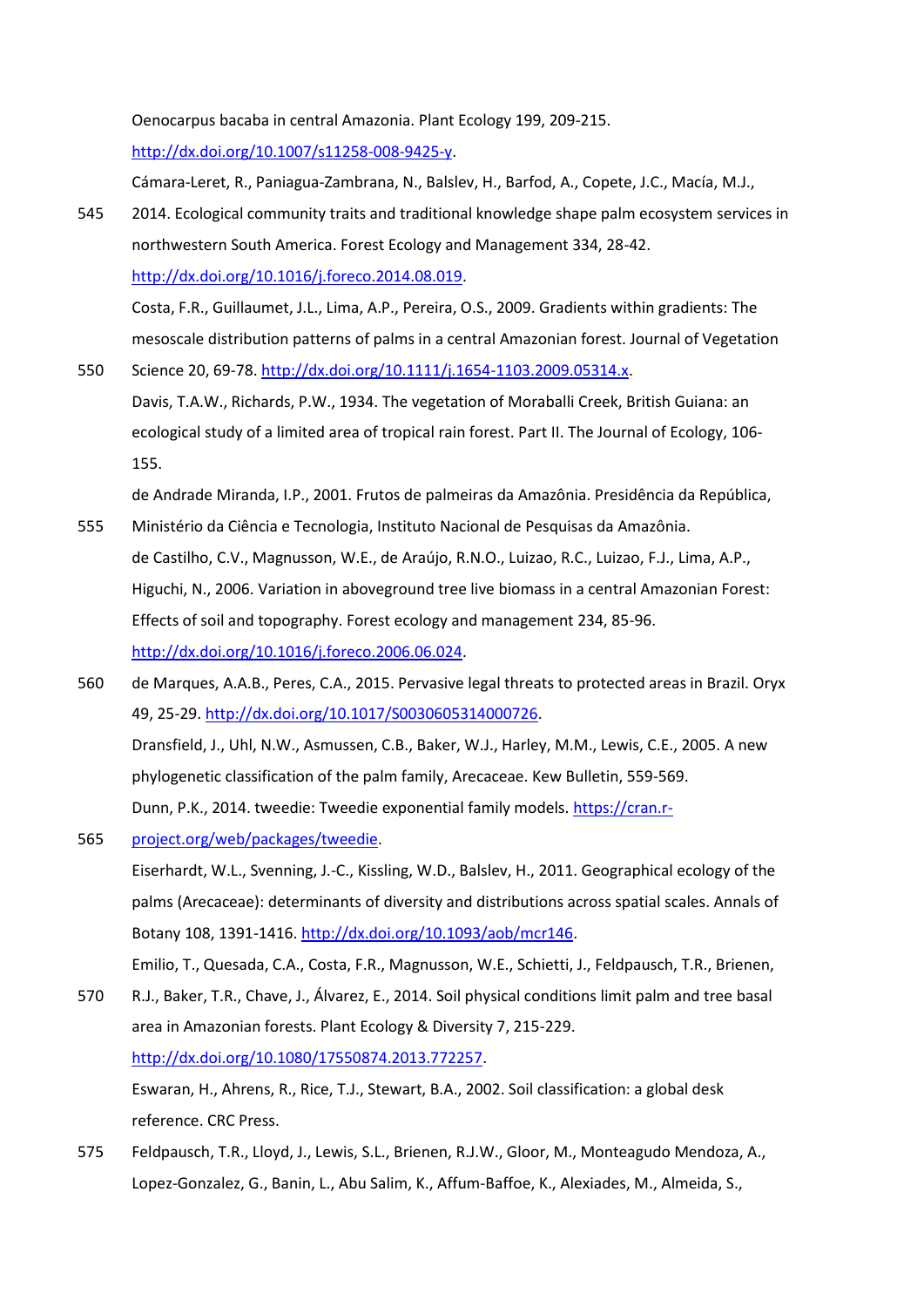Oenocarpus bacaba in central Amazonia. Plant Ecology 199, 209-215. http://dx.doi.org/10.1007/s11258-008-9425-y.

Cámara-Leret, R., Paniagua-Zambrana, N., Balslev, H., Barfod, A., Copete, J.C., Macía, M.J., 2014. Ecological community traits and traditional knowledge shape palm ecosystem services in northwestern South America. Forest Ecology and Management 334, 28-42. http://dx.doi.org/10.1016/j.foreco.2014.08.019.

Costa, F.R., Guillaumet, J.L., Lima, A.P., Pereira, O.S., 2009. Gradients within gradients: The mesoscale distribution patterns of palms in a central Amazonian forest. Journal of Vegetation Science 20, 69-78. http://dx.doi.org/10.1111/j.1654-1103.2009.05314.x.

Davis, T.A.W., Richards, P.W., 1934. The vegetation of Moraballi Creek, British Guiana: an ecological study of a limited area of tropical rain forest. Part II. The Journal of Ecology, 106-155.

de Andrade Miranda, I.P., 2001. Frutos de palmeiras da Amazônia. Presidência da República, Ministério da Ciência e Tecnologia, Instituto Nacional de Pesquisas da Amazônia.

de Castilho, C.V., Magnusson, W.E., de Araújo, R.N.O., Luizao, R.C., Luizao, F.J., Lima, A.P., Higuchi, N., 2006. Variation in aboveground tree live biomass in a central Amazonian Forest: Effects of soil and topography. Forest ecology and management 234, 85-96. http://dx.doi.org/10.1016/j.foreco.2006.06.024.

de Marques, A.A.B., Peres, C.A., 2015. Pervasive legal threats to protected areas in Brazil. Oryx 49, 25-29. http://dx.doi.org/10.1017/S0030605314000726.

Dransfield, J., Uhl, N.W., Asmussen, C.B., Baker, W.J., Harley, M.M., Lewis, C.E., 2005. A new phylogenetic classification of the palm family, Arecaceae. Kew Bulletin, 559-569.

Dunn, P.K., 2014. tweedie: Tweedie exponential family models. https://cran.r-project.org/web/packages/tweedie.

Eiserhardt, W.L., Svenning, J.-C., Kissling, W.D., Balslev, H., 2011. Geographical ecology of the palms (Arecaceae): determinants of diversity and distributions across spatial scales. Annals of Botany 108, 1391-1416. http://dx.doi.org/10.1093/aob/mcr146.

Emilio, T., Quesada, C.A., Costa, F.R., Magnusson, W.E., Schietti, J., Feldpausch, T.R., Brienen, R.J., Baker, T.R., Chave, J., Álvarez, E., 2014. Soil physical conditions limit palm and tree basal area in Amazonian forests. Plant Ecology & Diversity 7, 215-229. http://dx.doi.org/10.1080/17550874.2013.772257.

Eswaran, H., Ahrens, R., Rice, T.J., Stewart, B.A., 2002. Soil classification: a global desk reference. CRC Press.

Feldpausch, T.R., Lloyd, J., Lewis, S.L., Brienen, R.J.W., Gloor, M., Monteagudo Mendoza, A., Lopez-Gonzalez, G., Banin, L., Abu Salim, K., Affum-Baffoe, K., Alexiades, M., Almeida, S.,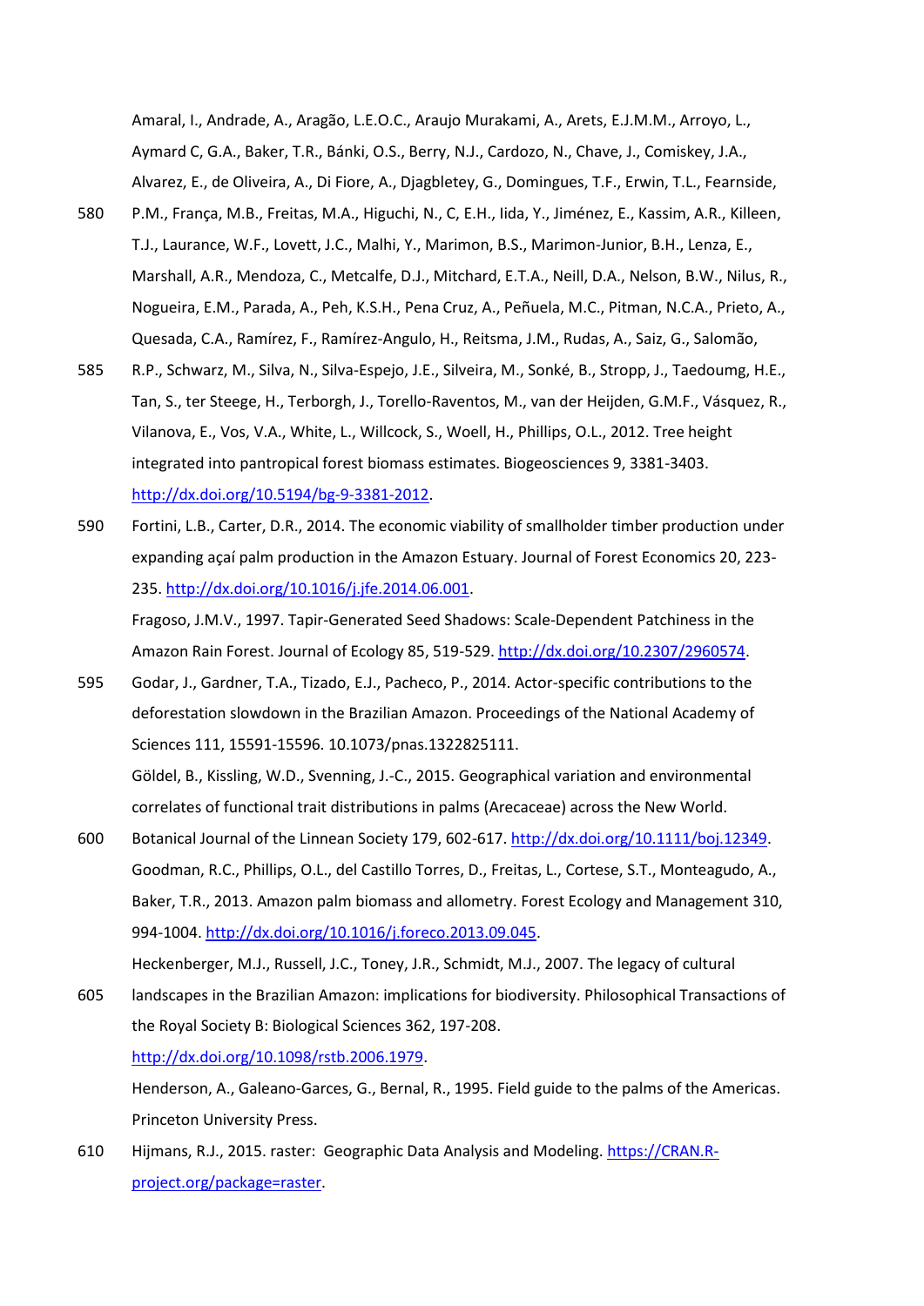Amaral, I., Andrade, A., Aragão, L.E.O.C., Araujo Murakami, A., Arets, E.J.M.M., Arroyo, L., Aymard C, G.A., Baker, T.R., Bánki, O.S., Berry, N.J., Cardozo, N., Chave, J., Comiskey, J.A., Alvarez, E., de Oliveira, A., Di Fiore, A., Djagbletey, G., Domingues, T.F., Erwin, T.L., Fearnside, P.M., França, M.B., Freitas, M.A., Higuchi, N., C, E.H., Iida, Y., Jiménez, E., Kassim, A.R., Killeen, T.J., Laurance, W.F., Lovett, J.C., Malhi, Y., Marimon, B.S., Marimon-Junior, B.H., Lenza, E., Marshall, A.R., Mendoza, C., Metcalfe, D.J., Mitchard, E.T.A., Neill, D.A., Nelson, B.W., Nilus, R., Nogueira, E.M., Parada, A., Peh, K.S.H., Pena Cruz, A., Peñuela, M.C., Pitman, N.C.A., Prieto, A., Quesada, C.A., Ramírez, F., Ramírez-Angulo, H., Reitsma, J.M., Rudas, A., Saiz, G., Salomão, R.P., Schwarz, M., Silva, N., Silva-Espejo, J.E., Silveira, M., Sonké, B., Stropp, J., Taedoumg, H.E., Tan, S., ter Steege, H., Terborgh, J., Torello-Raventos, M., van der Heijden, G.M.F., Vásquez, R., Vilanova, E., Vos, V.A., White, L., Willcock, S., Woell, H., Phillips, O.L., 2012. Tree height integrated into pantropical forest biomass estimates. Biogeosciences 9, 3381-3403. http://dx.doi.org/10.5194/bg-9-3381-2012.

Fortini, L.B., Carter, D.R., 2014. The economic viability of smallholder timber production under expanding açaí palm production in the Amazon Estuary. Journal of Forest Economics 20, 223-235. http://dx.doi.org/10.1016/j.jfe.2014.06.001.

Fragoso, J.M.V., 1997. Tapir-Generated Seed Shadows: Scale-Dependent Patchiness in the Amazon Rain Forest. Journal of Ecology 85, 519-529. http://dx.doi.org/10.2307/2960574.

Godar, J., Gardner, T.A., Tizado, E.J., Pacheco, P., 2014. Actor-specific contributions to the deforestation slowdown in the Brazilian Amazon. Proceedings of the National Academy of Sciences 111, 15591-15596. 10.1073/pnas.1322825111.

Göldel, B., Kissling, W.D., Svenning, J.-C., 2015. Geographical variation and environmental correlates of functional trait distributions in palms (Arecaceae) across the New World. Botanical Journal of the Linnean Society 179, 602-617. http://dx.doi.org/10.1111/boj.12349.

Goodman, R.C., Phillips, O.L., del Castillo Torres, D., Freitas, L., Cortese, S.T., Monteagudo, A., Baker, T.R., 2013. Amazon palm biomass and allometry. Forest Ecology and Management 310, 994-1004. http://dx.doi.org/10.1016/j.foreco.2013.09.045.

Heckenberger, M.J., Russell, J.C., Toney, J.R., Schmidt, M.J., 2007. The legacy of cultural landscapes in the Brazilian Amazon: implications for biodiversity. Philosophical Transactions of the Royal Society B: Biological Sciences 362, 197-208. http://dx.doi.org/10.1098/rstb.2006.1979.

Henderson, A., Galeano-Garces, G., Bernal, R., 1995. Field guide to the palms of the Americas. Princeton University Press.

Hijmans, R.J., 2015. raster: Geographic Data Analysis and Modeling. https://CRAN.R-project.org/package=raster.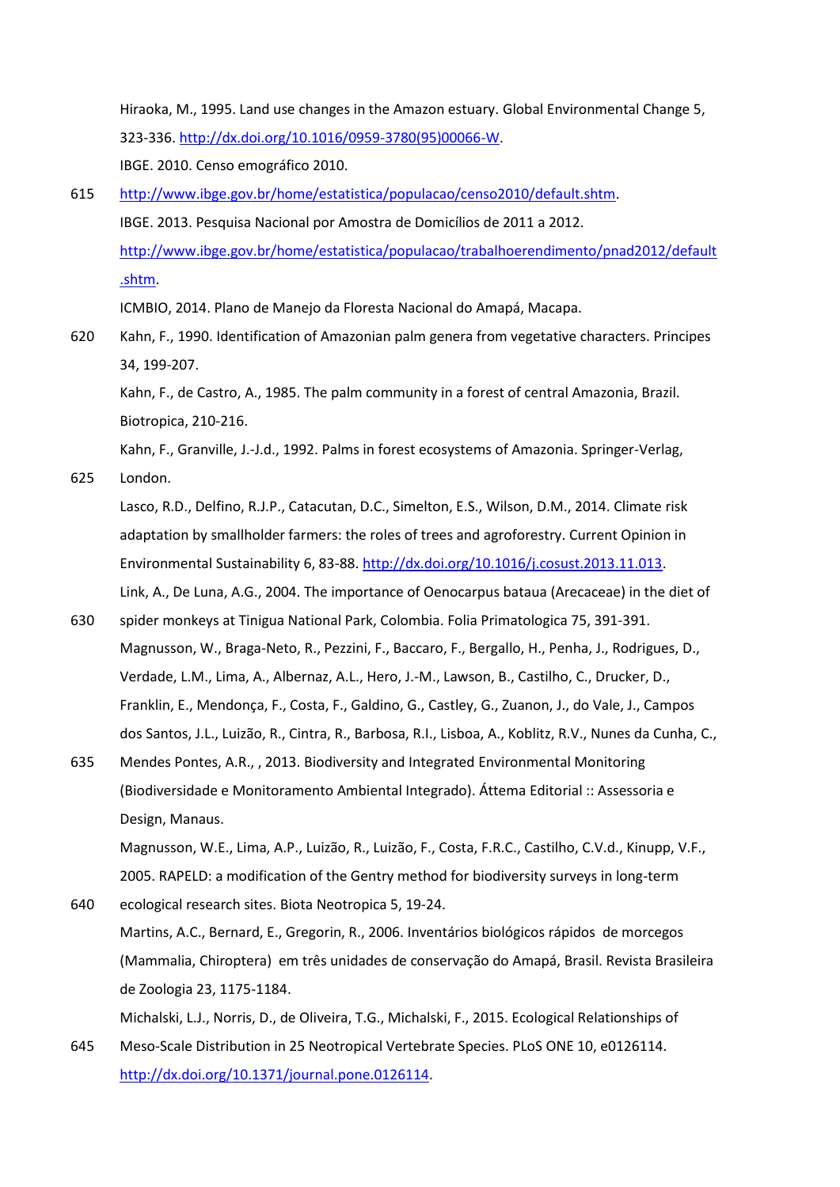Hiraoka, M., 1995. Land use changes in the Amazon estuary. Global Environmental Change 5, 323-336. http://dx.doi.org/10.1016/0959-3780(95)00066-W.

IBGE. 2010. Censo emográfico 2010. http://www.ibge.gov.br/home/estatistica/populacao/censo2010/default.shtm.

IBGE. 2013. Pesquisa Nacional por Amostra de Domicílios de 2011 a 2012. http://www.ibge.gov.br/home/estatistica/populacao/trabalhoerendimento/pnad2012/default.shtm.

ICMBIO, 2014. Plano de Manejo da Floresta Nacional do Amapá, Macapa.

Kahn, F., 1990. Identification of Amazonian palm genera from vegetative characters. Principes 34, 199-207.

Kahn, F., de Castro, A., 1985. The palm community in a forest of central Amazonia, Brazil. Biotropica, 210-216.

Kahn, F., Granville, J.-J.d., 1992. Palms in forest ecosystems of Amazonia. Springer-Verlag, London.

Lasco, R.D., Delfino, R.J.P., Catacutan, D.C., Simelton, E.S., Wilson, D.M., 2014. Climate risk adaptation by smallholder farmers: the roles of trees and agroforestry. Current Opinion in Environmental Sustainability 6, 83-88. http://dx.doi.org/10.1016/j.cosust.2013.11.013.

Link, A., De Luna, A.G., 2004. The importance of Oenocarpus bataua (Arecaceae) in the diet of spider monkeys at Tinigua National Park, Colombia. Folia Primatologica 75, 391-391.

Magnusson, W., Braga-Neto, R., Pezzini, F., Baccaro, F., Bergallo, H., Penha, J., Rodrigues, D., Verdade, L.M., Lima, A., Albernaz, A.L., Hero, J.-M., Lawson, B., Castilho, C., Drucker, D., Franklin, E., Mendonça, F., Costa, F., Galdino, G., Castley, G., Zuanon, J., do Vale, J., Campos dos Santos, J.L., Luizão, R., Cintra, R., Barbosa, R.I., Lisboa, A., Koblitz, R.V., Nunes da Cunha, C., Mendes Pontes, A.R., , 2013. Biodiversity and Integrated Environmental Monitoring (Biodiversidade e Monitoramento Ambiental Integrado). Áttema Editorial :: Assessoria e Design, Manaus.

Magnusson, W.E., Lima, A.P., Luizão, R., Luizão, F., Costa, F.R.C., Castilho, C.V.d., Kinupp, V.F., 2005. RAPELD: a modification of the Gentry method for biodiversity surveys in long-term ecological research sites. Biota Neotropica 5, 19-24.

Martins, A.C., Bernard, E., Gregorin, R., 2006. Inventários biológicos rápidos de morcegos (Mammalia, Chiroptera) em três unidades de conservação do Amapá, Brasil. Revista Brasileira de Zoologia 23, 1175-1184.

Michalski, L.J., Norris, D., de Oliveira, T.G., Michalski, F., 2015. Ecological Relationships of Meso-Scale Distribution in 25 Neotropical Vertebrate Species. PLoS ONE 10, e0126114. http://dx.doi.org/10.1371/journal.pone.0126114.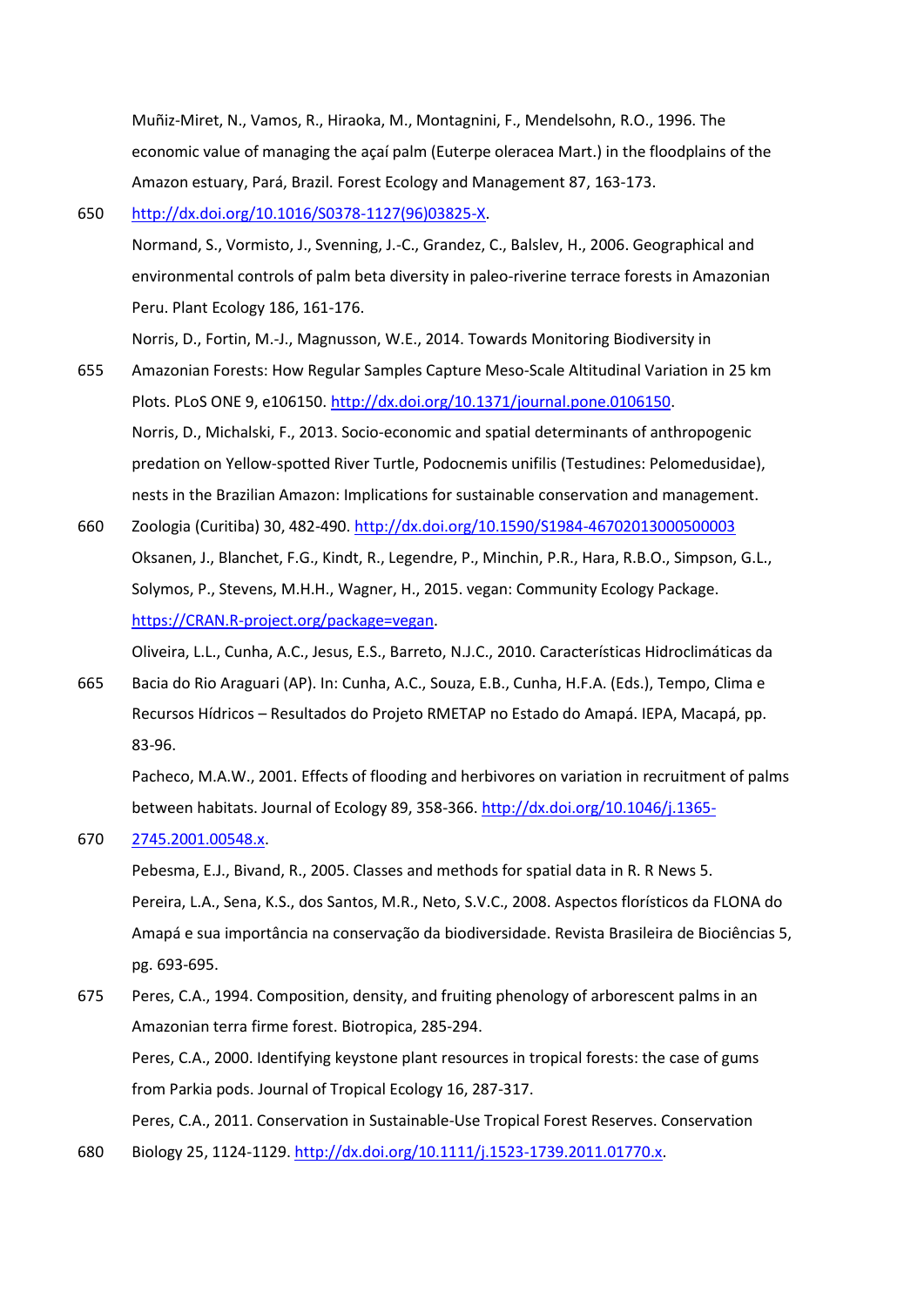Muñiz-Miret, N., Vamos, R., Hiraoka, M., Montagnini, F., Mendelsohn, R.O., 1996. The economic value of managing the açaí palm (Euterpe oleracea Mart.) in the floodplains of the Amazon estuary, Pará, Brazil. Forest Ecology and Management 87, 163-173. http://dx.doi.org/10.1016/S0378-1127(96)03825-X.

Normand, S., Vormisto, J., Svenning, J.-C., Grandez, C., Balslev, H., 2006. Geographical and environmental controls of palm beta diversity in paleo-riverine terrace forests in Amazonian Peru. Plant Ecology 186, 161-176.

Norris, D., Fortin, M.-J., Magnusson, W.E., 2014. Towards Monitoring Biodiversity in Amazonian Forests: How Regular Samples Capture Meso-Scale Altitudinal Variation in 25 km Plots. PLoS ONE 9, e106150. http://dx.doi.org/10.1371/journal.pone.0106150.

Norris, D., Michalski, F., 2013. Socio-economic and spatial determinants of anthropogenic predation on Yellow-spotted River Turtle, Podocnemis unifilis (Testudines: Pelomedusidae), nests in the Brazilian Amazon: Implications for sustainable conservation and management. Zoologia (Curitiba) 30, 482-490. http://dx.doi.org/10.1590/S1984-46702013000500003

Oksanen, J., Blanchet, F.G., Kindt, R., Legendre, P., Minchin, P.R., Hara, R.B.O., Simpson, G.L., Solymos, P., Stevens, M.H.H., Wagner, H., 2015. vegan: Community Ecology Package. https://CRAN.R-project.org/package=vegan.

Oliveira, L.L., Cunha, A.C., Jesus, E.S., Barreto, N.J.C., 2010. Características Hidroclimáticas da Bacia do Rio Araguari (AP). In: Cunha, A.C., Souza, E.B., Cunha, H.F.A. (Eds.), Tempo, Clima e Recursos Hídricos – Resultados do Projeto RMETAP no Estado do Amapá. IEPA, Macapá, pp. 83-96.

Pacheco, M.A.W., 2001. Effects of flooding and herbivores on variation in recruitment of palms between habitats. Journal of Ecology 89, 358-366. http://dx.doi.org/10.1046/j.1365-2745.2001.00548.x.

Pebesma, E.J., Bivand, R., 2005. Classes and methods for spatial data in R. R News 5.

Pereira, L.A., Sena, K.S., dos Santos, M.R., Neto, S.V.C., 2008. Aspectos florísticos da FLONA do Amapá e sua importância na conservação da biodiversidade. Revista Brasileira de Biociências 5, pg. 693-695.

Peres, C.A., 1994. Composition, density, and fruiting phenology of arborescent palms in an Amazonian terra firme forest. Biotropica, 285-294.

Peres, C.A., 2000. Identifying keystone plant resources in tropical forests: the case of gums from Parkia pods. Journal of Tropical Ecology 16, 287-317.

Peres, C.A., 2011. Conservation in Sustainable-Use Tropical Forest Reserves. Conservation Biology 25, 1124-1129. http://dx.doi.org/10.1111/j.1523-1739.2011.01770.x.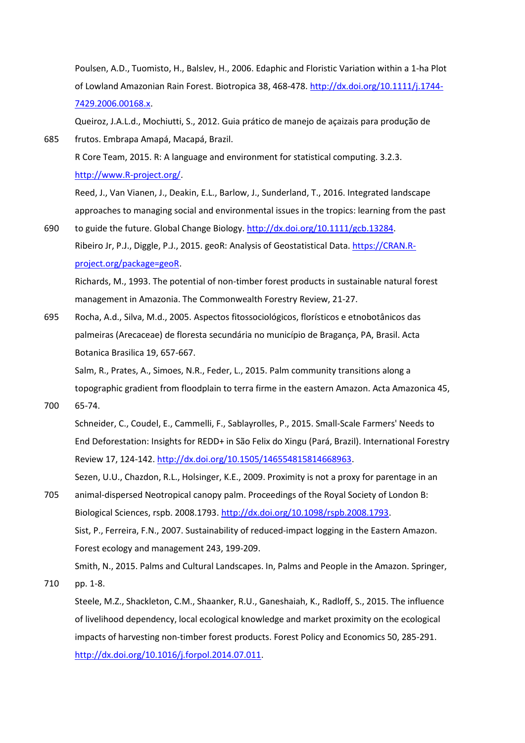Poulsen, A.D., Tuomisto, H., Balslev, H., 2006. Edaphic and Floristic Variation within a 1-ha Plot of Lowland Amazonian Rain Forest. Biotropica 38, 468-478. http://dx.doi.org/10.1111/j.1744-7429.2006.00168.x.

Queiroz, J.A.L.d., Mochiutti, S., 2012. Guia prático de manejo de açaizais para produção de frutos. Embrapa Amapá, Macapá, Brazil.

R Core Team, 2015. R: A language and environment for statistical computing. 3.2.3. http://www.R-project.org/.

Reed, J., Van Vianen, J., Deakin, E.L., Barlow, J., Sunderland, T., 2016. Integrated landscape approaches to managing social and environmental issues in the tropics: learning from the past to guide the future. Global Change Biology. http://dx.doi.org/10.1111/gcb.13284.

Ribeiro Jr, P.J., Diggle, P.J., 2015. geoR: Analysis of Geostatistical Data. https://CRAN.R-project.org/package=geoR.

Richards, M., 1993. The potential of non-timber forest products in sustainable natural forest management in Amazonia. The Commonwealth Forestry Review, 21-27.

Rocha, A.d., Silva, M.d., 2005. Aspectos fitossociológicos, florísticos e etnobotânicos das palmeiras (Arecaceae) de floresta secundária no município de Bragança, PA, Brasil. Acta Botanica Brasilica 19, 657-667.

Salm, R., Prates, A., Simoes, N.R., Feder, L., 2015. Palm community transitions along a topographic gradient from floodplain to terra firme in the eastern Amazon. Acta Amazonica 45, 65-74.

Schneider, C., Coudel, E., Cammelli, F., Sablayrolles, P., 2015. Small-Scale Farmers' Needs to End Deforestation: Insights for REDD+ in São Felix do Xingu (Pará, Brazil). International Forestry Review 17, 124-142. http://dx.doi.org/10.1505/146554815814668963.

Sezen, U.U., Chazdon, R.L., Holsinger, K.E., 2009. Proximity is not a proxy for parentage in an animal-dispersed Neotropical canopy palm. Proceedings of the Royal Society of London B: Biological Sciences, rspb. 2008.1793. http://dx.doi.org/10.1098/rspb.2008.1793.

Sist, P., Ferreira, F.N., 2007. Sustainability of reduced-impact logging in the Eastern Amazon. Forest ecology and management 243, 199-209.

Smith, N., 2015. Palms and Cultural Landscapes. In, Palms and People in the Amazon. Springer, pp. 1-8.

Steele, M.Z., Shackleton, C.M., Shaanker, R.U., Ganeshaiah, K., Radloff, S., 2015. The influence of livelihood dependency, local ecological knowledge and market proximity on the ecological impacts of harvesting non-timber forest products. Forest Policy and Economics 50, 285-291. http://dx.doi.org/10.1016/j.forpol.2014.07.011.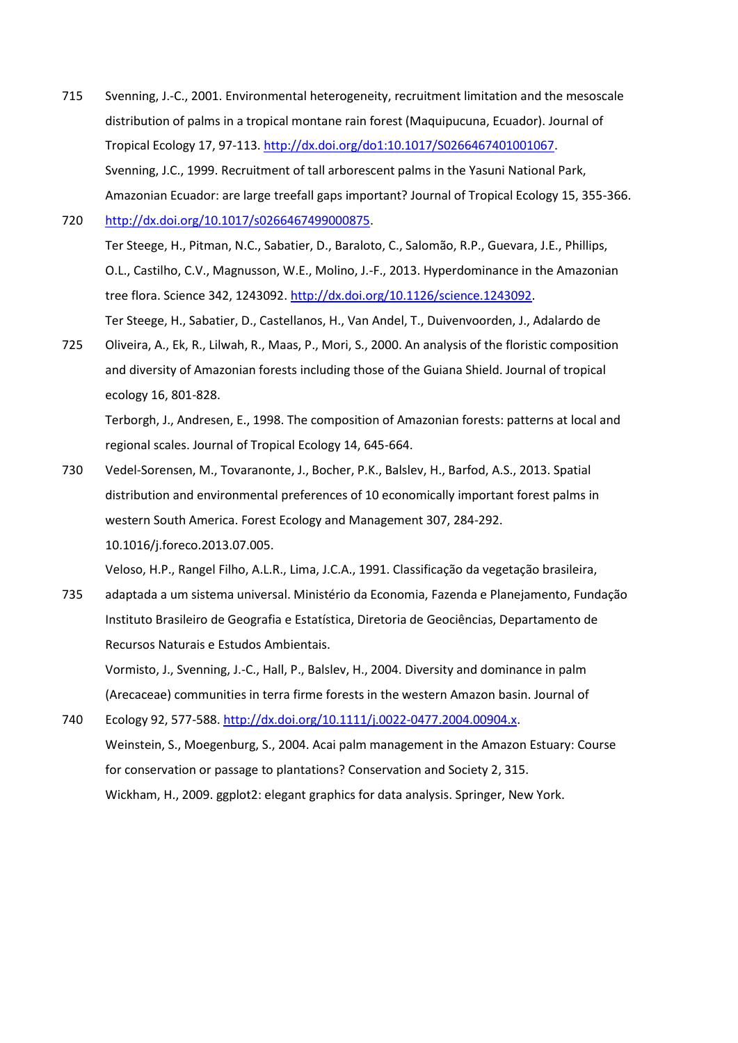Svenning, J.-C., 2001. Environmental heterogeneity, recruitment limitation and the mesoscale distribution of palms in a tropical montane rain forest (Maquipucuna, Ecuador). Journal of Tropical Ecology 17, 97-113. http://dx.doi.org/do1:10.1017/S0266467401001067.

Svenning, J.C., 1999. Recruitment of tall arborescent palms in the Yasuni National Park, Amazonian Ecuador: are large treefall gaps important? Journal of Tropical Ecology 15, 355-366. http://dx.doi.org/10.1017/s0266467499000875.

Ter Steege, H., Pitman, N.C., Sabatier, D., Baraloto, C., Salomão, R.P., Guevara, J.E., Phillips, O.L., Castilho, C.V., Magnusson, W.E., Molino, J.-F., 2013. Hyperdominance in the Amazonian tree flora. Science 342, 1243092. http://dx.doi.org/10.1126/science.1243092.

Ter Steege, H., Sabatier, D., Castellanos, H., Van Andel, T., Duivenvoorden, J., Adalardo de Oliveira, A., Ek, R., Lilwah, R., Maas, P., Mori, S., 2000. An analysis of the floristic composition and diversity of Amazonian forests including those of the Guiana Shield. Journal of tropical ecology 16, 801-828.

Terborgh, J., Andresen, E., 1998. The composition of Amazonian forests: patterns at local and regional scales. Journal of Tropical Ecology 14, 645-664.

Vedel-Sorensen, M., Tovaranonte, J., Bocher, P.K., Balslev, H., Barfod, A.S., 2013. Spatial distribution and environmental preferences of 10 economically important forest palms in western South America. Forest Ecology and Management 307, 284-292. 10.1016/j.foreco.2013.07.005.

Veloso, H.P., Rangel Filho, A.L.R., Lima, J.C.A., 1991. Classificação da vegetação brasileira, adaptada a um sistema universal. Ministério da Economia, Fazenda e Planejamento, Fundação Instituto Brasileiro de Geografia e Estatística, Diretoria de Geociências, Departamento de Recursos Naturais e Estudos Ambientais.

Vormisto, J., Svenning, J.-C., Hall, P., Balslev, H., 2004. Diversity and dominance in palm (Arecaceae) communities in terra firme forests in the western Amazon basin. Journal of Ecology 92, 577-588. http://dx.doi.org/10.1111/j.0022-0477.2004.00904.x.

Weinstein, S., Moegenburg, S., 2004. Acai palm management in the Amazon Estuary: Course for conservation or passage to plantations? Conservation and Society 2, 315.

Wickham, H., 2009. ggplot2: elegant graphics for data analysis. Springer, New York.